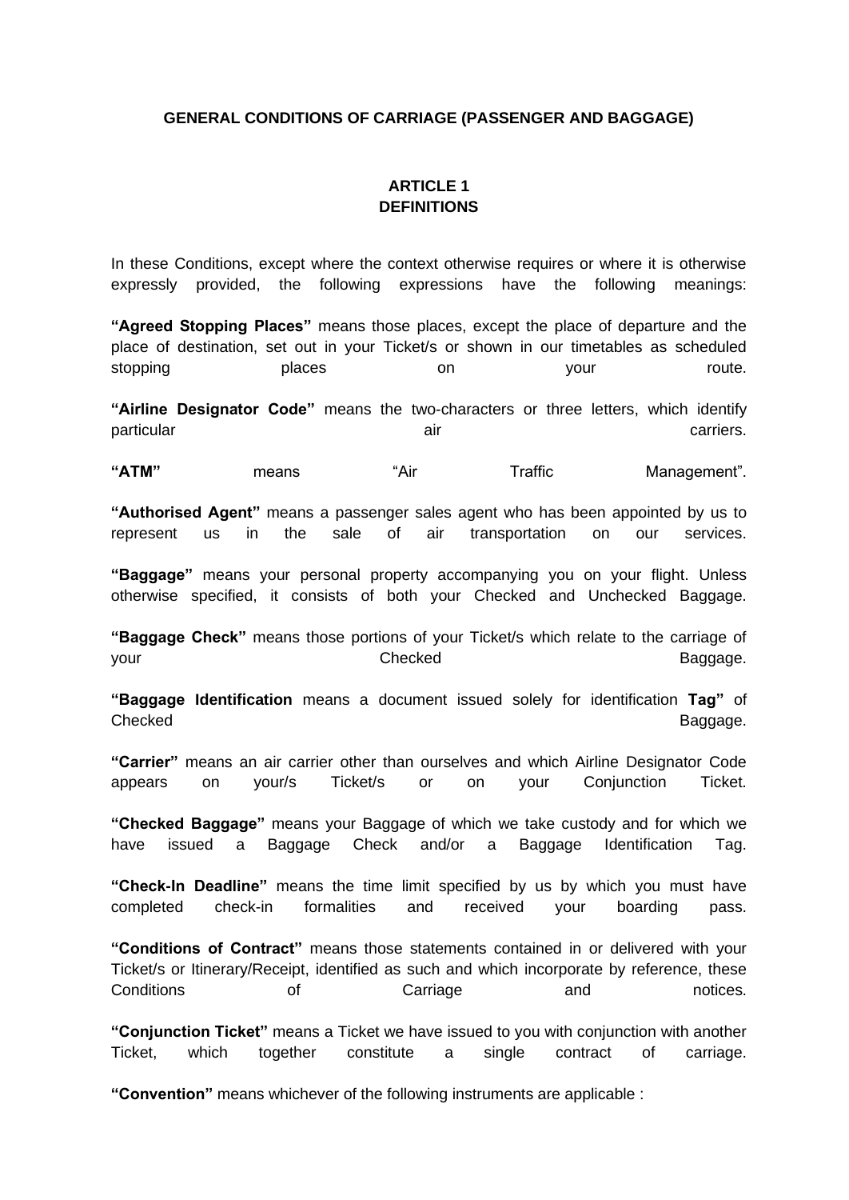**GENERAL CONDITIONS OF CARRIAGE (PASSENGER AND BAGGAGE)**

## ARTICLE 1
## DEFINITIONS

In these Conditions, except where the context otherwise requires or where it is otherwise expressly provided, the following expressions have the following meanings:

**"Agreed Stopping Places"** means those places, except the place of departure and the place of destination, set out in your Ticket/s or shown in our timetables as scheduled stopping places on your route.

**"Airline Designator Code"** means the two-characters or three letters, which identify particular air carriers.

**"ATM"** means "Air Traffic Management".

**"Authorised Agent"** means a passenger sales agent who has been appointed by us to represent us in the sale of air transportation on our services.

**"Baggage"** means your personal property accompanying you on your flight. Unless otherwise specified, it consists of both your Checked and Unchecked Baggage.

**"Baggage Check"** means those portions of your Ticket/s which relate to the carriage of your Checked Baggage.

**"Baggage Identification** means a document issued solely for identification **Tag"** of Checked Baggage.

**"Carrier"** means an air carrier other than ourselves and which Airline Designator Code appears on your/s Ticket/s or on your Conjunction Ticket.

**"Checked Baggage"** means your Baggage of which we take custody and for which we have issued a Baggage Check and/or a Baggage Identification Tag.

**"Check-In Deadline"** means the time limit specified by us by which you must have completed check-in formalities and received your boarding pass.

**"Conditions of Contract"** means those statements contained in or delivered with your Ticket/s or Itinerary/Receipt, identified as such and which incorporate by reference, these Conditions of Carriage and notices.

**"Conjunction Ticket"** means a Ticket we have issued to you with conjunction with another Ticket, which together constitute a single contract of carriage.

**"Convention"** means whichever of the following instruments are applicable :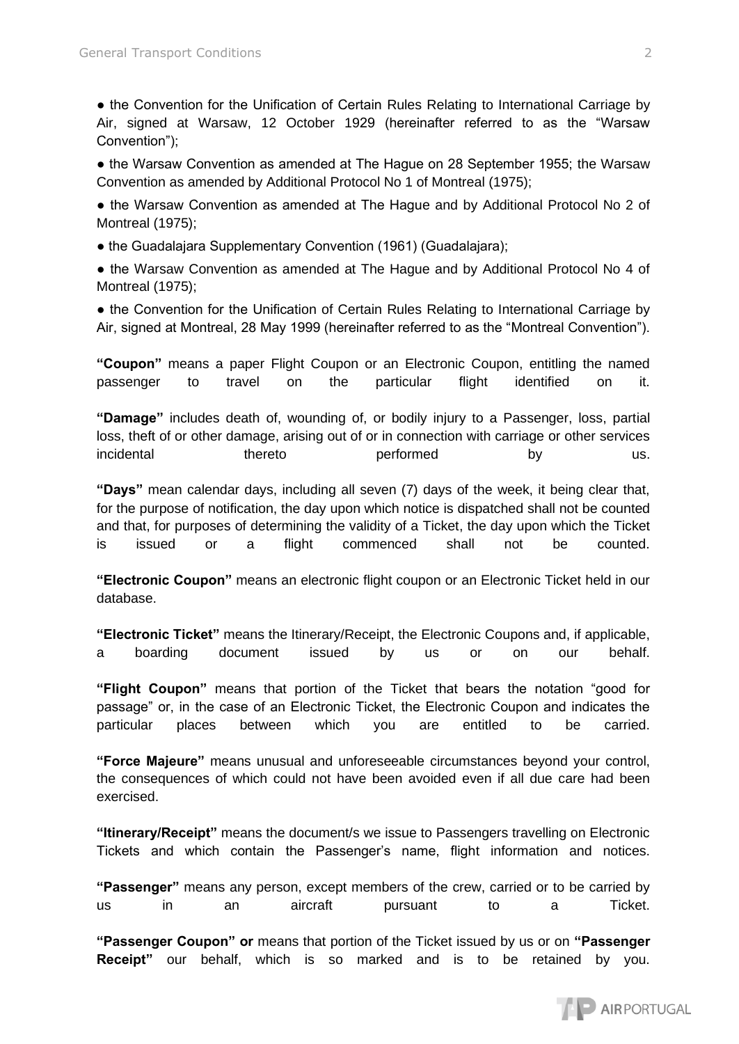● the Convention for the Unification of Certain Rules Relating to International Carriage by Air, signed at Warsaw, 12 October 1929 (hereinafter referred to as the "Warsaw Convention");

● the Warsaw Convention as amended at The Hague on 28 September 1955; the Warsaw Convention as amended by Additional Protocol No 1 of Montreal (1975);

● the Warsaw Convention as amended at The Hague and by Additional Protocol No 2 of Montreal (1975);

● the Guadalajara Supplementary Convention (1961) (Guadalajara);

● the Warsaw Convention as amended at The Hague and by Additional Protocol No 4 of Montreal (1975);

● the Convention for the Unification of Certain Rules Relating to International Carriage by Air, signed at Montreal, 28 May 1999 (hereinafter referred to as the "Montreal Convention").

**"Coupon"** means a paper Flight Coupon or an Electronic Coupon, entitling the named passenger to travel on the particular flight identified on it.

**"Damage"** includes death of, wounding of, or bodily injury to a Passenger, loss, partial loss, theft of or other damage, arising out of or in connection with carriage or other services incidental thereto performed by us.

**"Days"** mean calendar days, including all seven (7) days of the week, it being clear that, for the purpose of notification, the day upon which notice is dispatched shall not be counted and that, for purposes of determining the validity of a Ticket, the day upon which the Ticket is issued or a flight commenced shall not be counted.

**"Electronic Coupon"** means an electronic flight coupon or an Electronic Ticket held in our database.

**"Electronic Ticket"** means the Itinerary/Receipt, the Electronic Coupons and, if applicable, a boarding document issued by us or on our behalf.

**"Flight Coupon"** means that portion of the Ticket that bears the notation "good for passage" or, in the case of an Electronic Ticket, the Electronic Coupon and indicates the particular places between which you are entitled to be carried.

**"Force Majeure"** means unusual and unforeseeable circumstances beyond your control, the consequences of which could not have been avoided even if all due care had been exercised.

**"Itinerary/Receipt"** means the document/s we issue to Passengers travelling on Electronic Tickets and which contain the Passenger's name, flight information and notices.

**"Passenger"** means any person, except members of the crew, carried or to be carried by us in an aircraft pursuant to a Ticket.

**"Passenger Coupon" or "Passenger Receipt"** means that portion of the Ticket issued by us or on our behalf, which is so marked and is to be retained by you.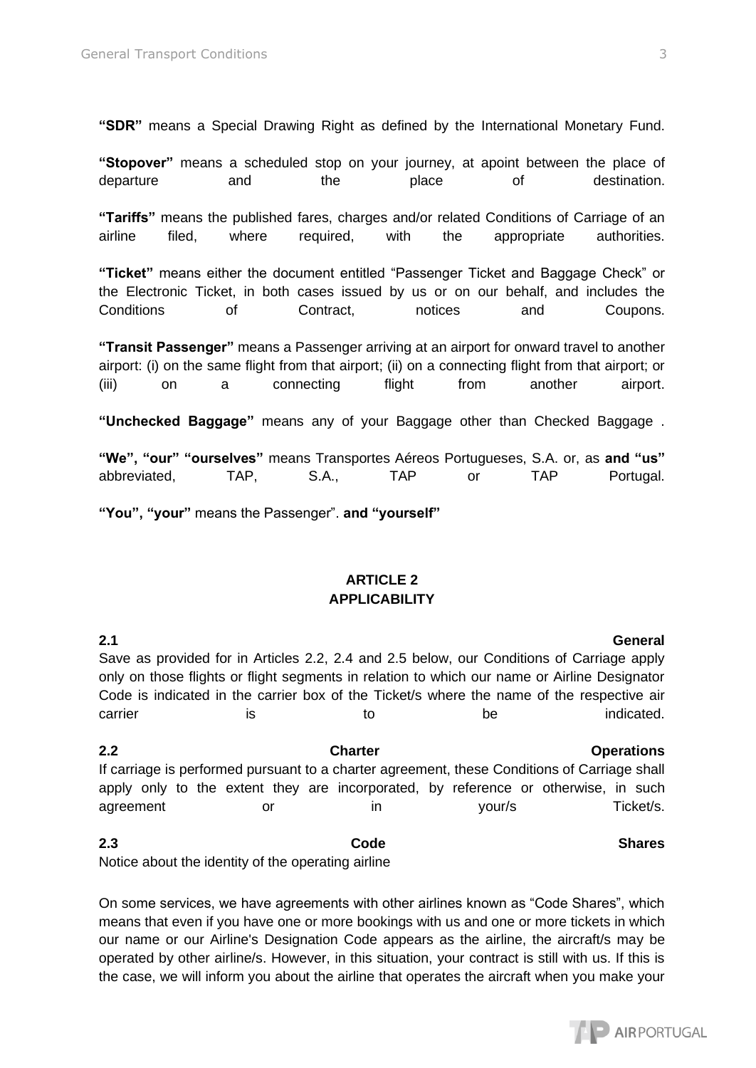**"SDR"** means a Special Drawing Right as defined by the International Monetary Fund.

**"Stopover"** means a scheduled stop on your journey, at apoint between the place of departure and the place of destination.

**"Tariffs"** means the published fares, charges and/or related Conditions of Carriage of an airline filed, where required, with the appropriate authorities.

**"Ticket"** means either the document entitled "Passenger Ticket and Baggage Check" or the Electronic Ticket, in both cases issued by us or on our behalf, and includes the Conditions of Contract, notices and Coupons.

**"Transit Passenger"** means a Passenger arriving at an airport for onward travel to another airport: (i) on the same flight from that airport; (ii) on a connecting flight from that airport; or (iii) on a connecting flight from another airport.

**"Unchecked Baggage"** means any of your Baggage other than Checked Baggage .

**"We", "our" "ourselves"** means Transportes Aéreos Portugueses, S.A. or, as **and "us"** abbreviated, TAP, S.A., TAP or TAP Portugal.

**"You", "your"** means the Passenger". **and "yourself"**

## ARTICLE 2
## APPLICABILITY

**2.1 General**

Save as provided for in Articles 2.2, 2.4 and 2.5 below, our Conditions of Carriage apply only on those flights or flight segments in relation to which our name or Airline Designator Code is indicated in the carrier box of the Ticket/s where the name of the respective air carrier is to be indicated.

**2.2 Charter Operations**

If carriage is performed pursuant to a charter agreement, these Conditions of Carriage shall apply only to the extent they are incorporated, by reference or otherwise, in such agreement or in your/s Ticket/s.

**2.3 Code Shares**

Notice about the identity of the operating airline

On some services, we have agreements with other airlines known as "Code Shares", which means that even if you have one or more bookings with us and one or more tickets in which our name or our Airline's Designation Code appears as the airline, the aircraft/s may be operated by other airline/s. However, in this situation, your contract is still with us. If this is the case, we will inform you about the airline that operates the aircraft when you make your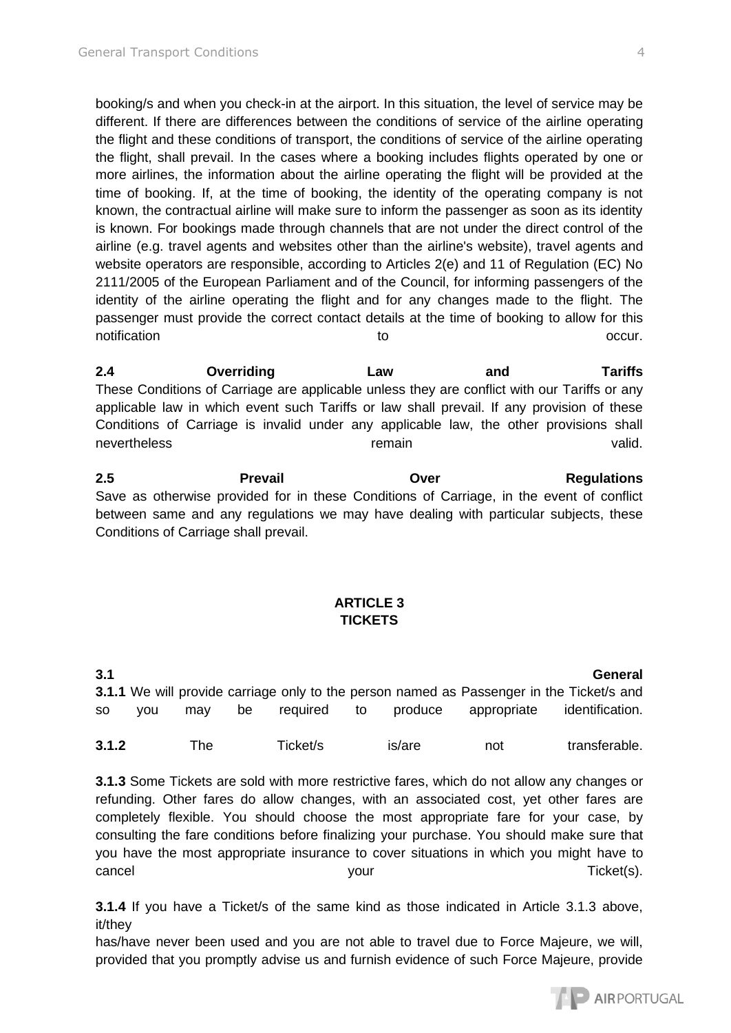booking/s and when you check-in at the airport. In this situation, the level of service may be different. If there are differences between the conditions of service of the airline operating the flight and these conditions of transport, the conditions of service of the airline operating the flight, shall prevail. In the cases where a booking includes flights operated by one or more airlines, the information about the airline operating the flight will be provided at the time of booking. If, at the time of booking, the identity of the operating company is not known, the contractual airline will make sure to inform the passenger as soon as its identity is known. For bookings made through channels that are not under the direct control of the airline (e.g. travel agents and websites other than the airline's website), travel agents and website operators are responsible, according to Articles 2(e) and 11 of Regulation (EC) No 2111/2005 of the European Parliament and of the Council, for informing passengers of the identity of the airline operating the flight and for any changes made to the flight. The passenger must provide the correct contact details at the time of booking to allow for this notification to occur.

**2.4 Overriding Law and Tariffs**
These Conditions of Carriage are applicable unless they are conflict with our Tariffs or any applicable law in which event such Tariffs or law shall prevail. If any provision of these Conditions of Carriage is invalid under any applicable law, the other provisions shall nevertheless remain valid.

**2.5 Prevail Over Regulations**
Save as otherwise provided for in these Conditions of Carriage, in the event of conflict between same and any regulations we may have dealing with particular subjects, these Conditions of Carriage shall prevail.

## ARTICLE 3
## TICKETS

**3.1 General**
**3.1.1** We will provide carriage only to the person named as Passenger in the Ticket/s and so you may be required to produce appropriate identification.

**3.1.2** The Ticket/s is/are not transferable.

**3.1.3** Some Tickets are sold with more restrictive fares, which do not allow any changes or refunding. Other fares do allow changes, with an associated cost, yet other fares are completely flexible. You should choose the most appropriate fare for your case, by consulting the fare conditions before finalizing your purchase. You should make sure that you have the most appropriate insurance to cover situations in which you might have to cancel your Ticket(s).

**3.1.4** If you have a Ticket/s of the same kind as those indicated in Article 3.1.3 above, it/they
has/have never been used and you are not able to travel due to Force Majeure, we will, provided that you promptly advise us and furnish evidence of such Force Majeure, provide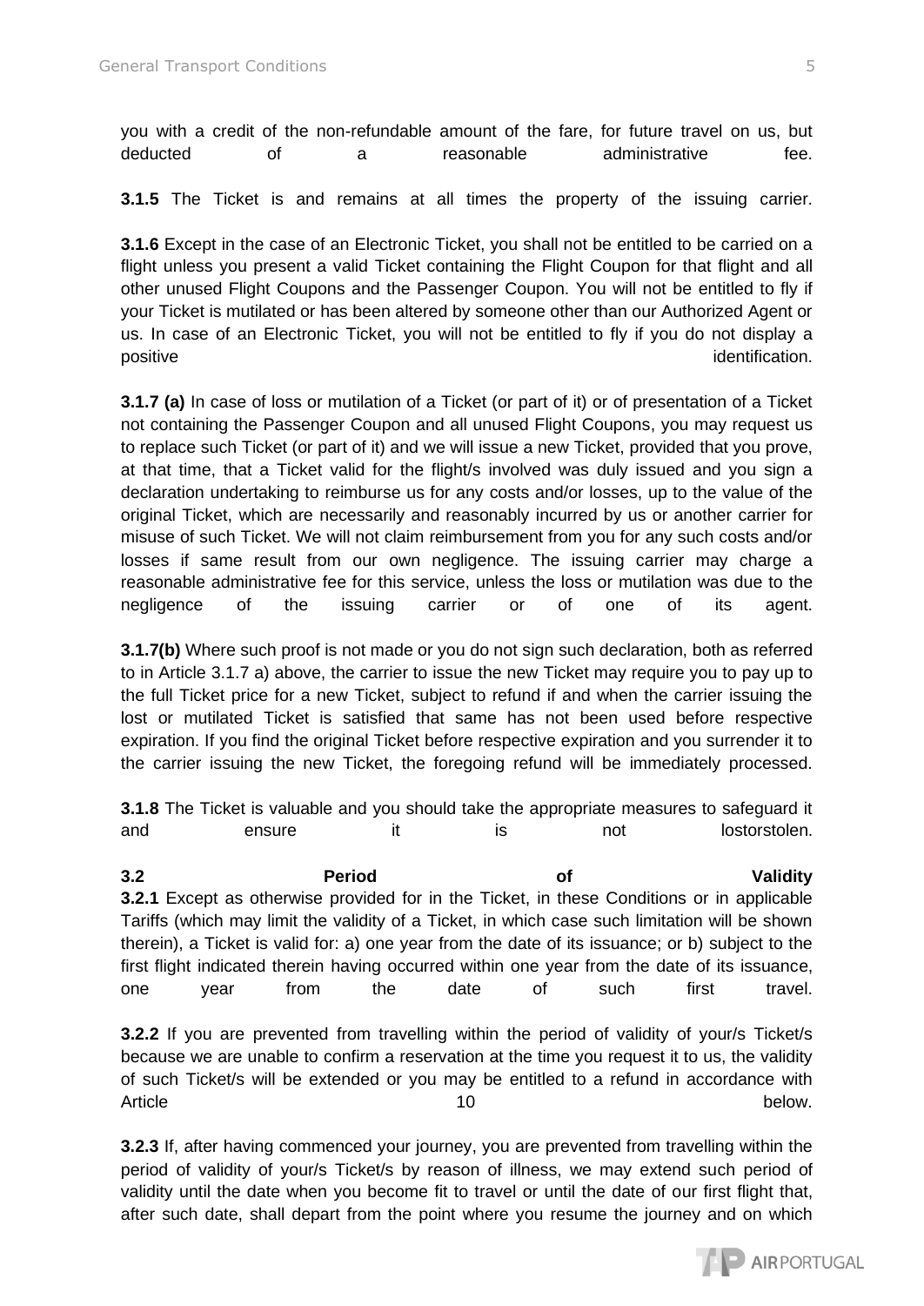you with a credit of the non-refundable amount of the fare, for future travel on us, but deducted of a reasonable administrative fee.

**3.1.5** The Ticket is and remains at all times the property of the issuing carrier.

**3.1.6** Except in the case of an Electronic Ticket, you shall not be entitled to be carried on a flight unless you present a valid Ticket containing the Flight Coupon for that flight and all other unused Flight Coupons and the Passenger Coupon. You will not be entitled to fly if your Ticket is mutilated or has been altered by someone other than our Authorized Agent or us. In case of an Electronic Ticket, you will not be entitled to fly if you do not display a positive identification.

**3.1.7 (a)** In case of loss or mutilation of a Ticket (or part of it) or of presentation of a Ticket not containing the Passenger Coupon and all unused Flight Coupons, you may request us to replace such Ticket (or part of it) and we will issue a new Ticket, provided that you prove, at that time, that a Ticket valid for the flight/s involved was duly issued and you sign a declaration undertaking to reimburse us for any costs and/or losses, up to the value of the original Ticket, which are necessarily and reasonably incurred by us or another carrier for misuse of such Ticket. We will not claim reimbursement from you for any such costs and/or losses if same result from our own negligence. The issuing carrier may charge a reasonable administrative fee for this service, unless the loss or mutilation was due to the negligence of the issuing carrier or of one of its agent.

**3.1.7(b)** Where such proof is not made or you do not sign such declaration, both as referred to in Article 3.1.7 a) above, the carrier to issue the new Ticket may require you to pay up to the full Ticket price for a new Ticket, subject to refund if and when the carrier issuing the lost or mutilated Ticket is satisfied that same has not been used before respective expiration. If you find the original Ticket before respective expiration and you surrender it to the carrier issuing the new Ticket, the foregoing refund will be immediately processed.

**3.1.8** The Ticket is valuable and you should take the appropriate measures to safeguard it and ensure it is not lostorstolen.

**3.2 Period of Validity**

**3.2.1** Except as otherwise provided for in the Ticket, in these Conditions or in applicable Tariffs (which may limit the validity of a Ticket, in which case such limitation will be shown therein), a Ticket is valid for: a) one year from the date of its issuance; or b) subject to the first flight indicated therein having occurred within one year from the date of its issuance, one year from the date of such first travel.

**3.2.2** If you are prevented from travelling within the period of validity of your/s Ticket/s because we are unable to confirm a reservation at the time you request it to us, the validity of such Ticket/s will be extended or you may be entitled to a refund in accordance with Article 10 below.

**3.2.3** If, after having commenced your journey, you are prevented from travelling within the period of validity of your/s Ticket/s by reason of illness, we may extend such period of validity until the date when you become fit to travel or until the date of our first flight that, after such date, shall depart from the point where you resume the journey and on which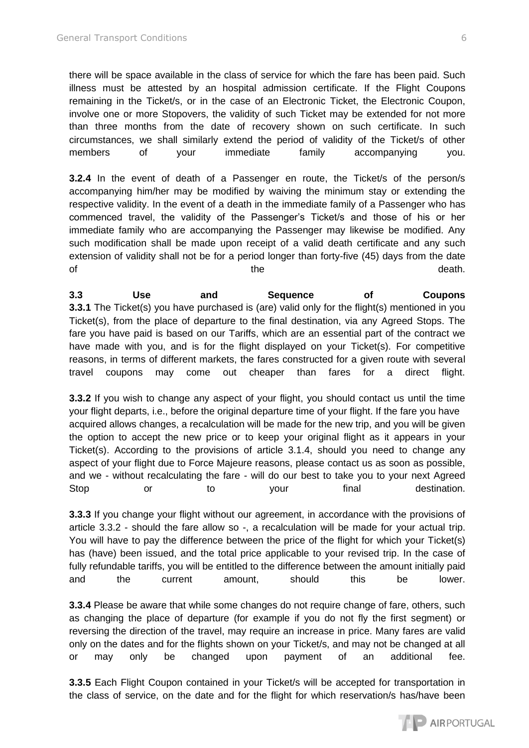there will be space available in the class of service for which the fare has been paid. Such illness must be attested by an hospital admission certificate. If the Flight Coupons remaining in the Ticket/s, or in the case of an Electronic Ticket, the Electronic Coupon, involve one or more Stopovers, the validity of such Ticket may be extended for not more than three months from the date of recovery shown on such certificate. In such circumstances, we shall similarly extend the period of validity of the Ticket/s of other members of your immediate family accompanying you.

**3.2.4** In the event of death of a Passenger en route, the Ticket/s of the person/s accompanying him/her may be modified by waiving the minimum stay or extending the respective validity. In the event of a death in the immediate family of a Passenger who has commenced travel, the validity of the Passenger's Ticket/s and those of his or her immediate family who are accompanying the Passenger may likewise be modified. Any such modification shall be made upon receipt of a valid death certificate and any such extension of validity shall not be for a period longer than forty-five (45) days from the date of the death.

### 3.3 Use and Sequence of Coupons

**3.3.1** The Ticket(s) you have purchased is (are) valid only for the flight(s) mentioned in you Ticket(s), from the place of departure to the final destination, via any Agreed Stops. The fare you have paid is based on our Tariffs, which are an essential part of the contract we have made with you, and is for the flight displayed on your Ticket(s). For competitive reasons, in terms of different markets, the fares constructed for a given route with several travel coupons may come out cheaper than fares for a direct flight.

**3.3.2** If you wish to change any aspect of your flight, you should contact us until the time your flight departs, i.e., before the original departure time of your flight. If the fare you have acquired allows changes, a recalculation will be made for the new trip, and you will be given the option to accept the new price or to keep your original flight as it appears in your Ticket(s). According to the provisions of article 3.1.4, should you need to change any aspect of your flight due to Force Majeure reasons, please contact us as soon as possible, and we - without recalculating the fare - will do our best to take you to your next Agreed Stop or to your final destination.

**3.3.3** If you change your flight without our agreement, in accordance with the provisions of article 3.3.2 - should the fare allow so -, a recalculation will be made for your actual trip. You will have to pay the difference between the price of the flight for which your Ticket(s) has (have) been issued, and the total price applicable to your revised trip. In the case of fully refundable tariffs, you will be entitled to the difference between the amount initially paid and the current amount, should this be lower.

**3.3.4** Please be aware that while some changes do not require change of fare, others, such as changing the place of departure (for example if you do not fly the first segment) or reversing the direction of the travel, may require an increase in price. Many fares are valid only on the dates and for the flights shown on your Ticket/s, and may not be changed at all or may only be changed upon payment of an additional fee.

**3.3.5** Each Flight Coupon contained in your Ticket/s will be accepted for transportation in the class of service, on the date and for the flight for which reservation/s has/have been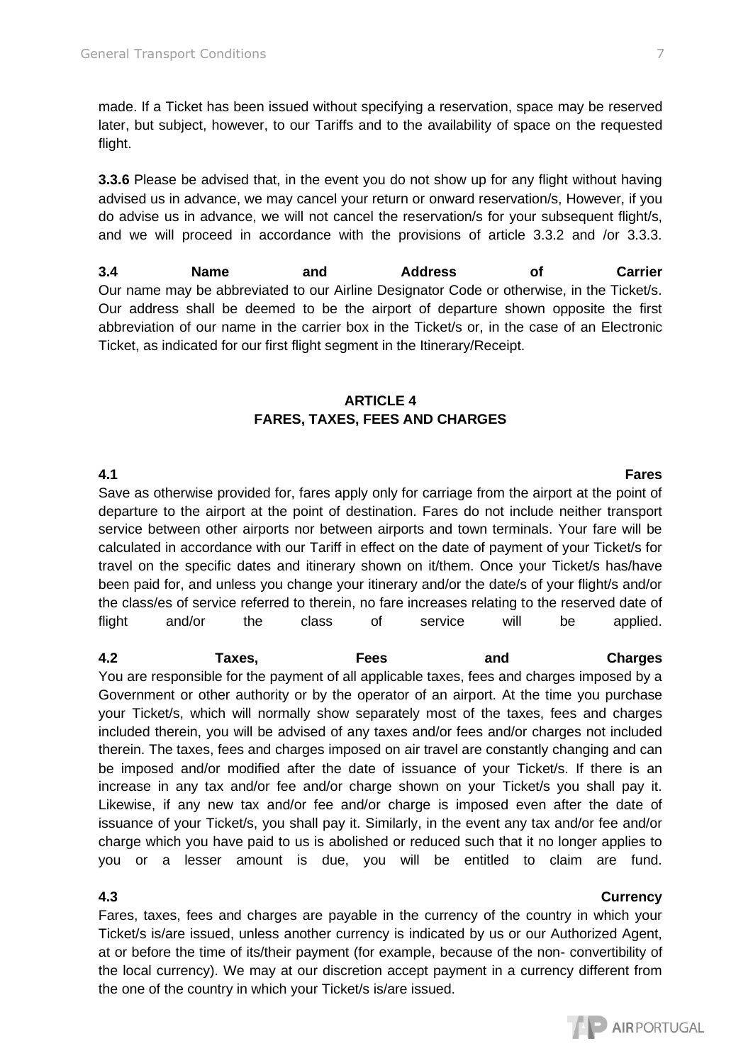made. If a Ticket has been issued without specifying a reservation, space may be reserved later, but subject, however, to our Tariffs and to the availability of space on the requested flight.

**3.3.6** Please be advised that, in the event you do not show up for any flight without having advised us in advance, we may cancel your return or onward reservation/s, However, if you do advise us in advance, we will not cancel the reservation/s for your subsequent flight/s, and we will proceed in accordance with the provisions of article 3.3.2 and /or 3.3.3.

**3.4 Name and Address of Carrier**
Our name may be abbreviated to our Airline Designator Code or otherwise, in the Ticket/s. Our address shall be deemed to be the airport of departure shown opposite the first abbreviation of our name in the carrier box in the Ticket/s or, in the case of an Electronic Ticket, as indicated for our first flight segment in the Itinerary/Receipt.

## ARTICLE 4
## FARES, TAXES, FEES AND CHARGES

**4.1 Fares**
Save as otherwise provided for, fares apply only for carriage from the airport at the point of departure to the airport at the point of destination. Fares do not include neither transport service between other airports nor between airports and town terminals. Your fare will be calculated in accordance with our Tariff in effect on the date of payment of your Ticket/s for travel on the specific dates and itinerary shown on it/them. Once your Ticket/s has/have been paid for, and unless you change your itinerary and/or the date/s of your flight/s and/or the class/es of service referred to therein, no fare increases relating to the reserved date of flight and/or the class of service will be applied.

**4.2 Taxes, Fees and Charges**
You are responsible for the payment of all applicable taxes, fees and charges imposed by a Government or other authority or by the operator of an airport. At the time you purchase your Ticket/s, which will normally show separately most of the taxes, fees and charges included therein, you will be advised of any taxes and/or fees and/or charges not included therein. The taxes, fees and charges imposed on air travel are constantly changing and can be imposed and/or modified after the date of issuance of your Ticket/s. If there is an increase in any tax and/or fee and/or charge shown on your Ticket/s you shall pay it. Likewise, if any new tax and/or fee and/or charge is imposed even after the date of issuance of your Ticket/s, you shall pay it. Similarly, in the event any tax and/or fee and/or charge which you have paid to us is abolished or reduced such that it no longer applies to you or a lesser amount is due, you will be entitled to claim are fund.

**4.3 Currency**
Fares, taxes, fees and charges are payable in the currency of the country in which your Ticket/s is/are issued, unless another currency is indicated by us or our Authorized Agent, at or before the time of its/their payment (for example, because of the non- convertibility of the local currency). We may at our discretion accept payment in a currency different from the one of the country in which your Ticket/s is/are issued.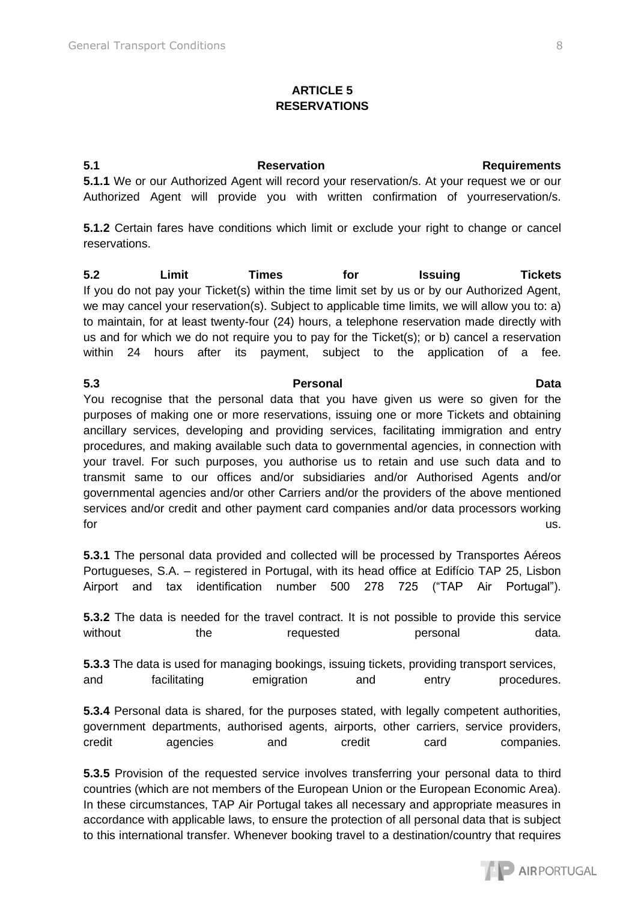# ARTICLE 5
# RESERVATIONS

**5.1 Reservation Requirements**

**5.1.1** We or our Authorized Agent will record your reservation/s. At your request we or our Authorized Agent will provide you with written confirmation of yourreservation/s.

**5.1.2** Certain fares have conditions which limit or exclude your right to change or cancel reservations.

**5.2 Limit Times for Issuing Tickets**

If you do not pay your Ticket(s) within the time limit set by us or by our Authorized Agent, we may cancel your reservation(s). Subject to applicable time limits, we will allow you to: a) to maintain, for at least twenty-four (24) hours, a telephone reservation made directly with us and for which we do not require you to pay for the Ticket(s); or b) cancel a reservation within 24 hours after its payment, subject to the application of a fee.

**5.3 Personal Data**

You recognise that the personal data that you have given us were so given for the purposes of making one or more reservations, issuing one or more Tickets and obtaining ancillary services, developing and providing services, facilitating immigration and entry procedures, and making available such data to governmental agencies, in connection with your travel. For such purposes, you authorise us to retain and use such data and to transmit same to our offices and/or subsidiaries and/or Authorised Agents and/or governmental agencies and/or other Carriers and/or the providers of the above mentioned services and/or credit and other payment card companies and/or data processors working for us.

**5.3.1** The personal data provided and collected will be processed by Transportes Aéreos Portugueses, S.A. – registered in Portugal, with its head office at Edifício TAP 25, Lisbon Airport and tax identification number 500 278 725 ("TAP Air Portugal").

**5.3.2** The data is needed for the travel contract. It is not possible to provide this service without the requested personal data.

**5.3.3** The data is used for managing bookings, issuing tickets, providing transport services, and facilitating emigration and entry procedures.

**5.3.4** Personal data is shared, for the purposes stated, with legally competent authorities, government departments, authorised agents, airports, other carriers, service providers, credit agencies and credit card companies.

**5.3.5** Provision of the requested service involves transferring your personal data to third countries (which are not members of the European Union or the European Economic Area). In these circumstances, TAP Air Portugal takes all necessary and appropriate measures in accordance with applicable laws, to ensure the protection of all personal data that is subject to this international transfer. Whenever booking travel to a destination/country that requires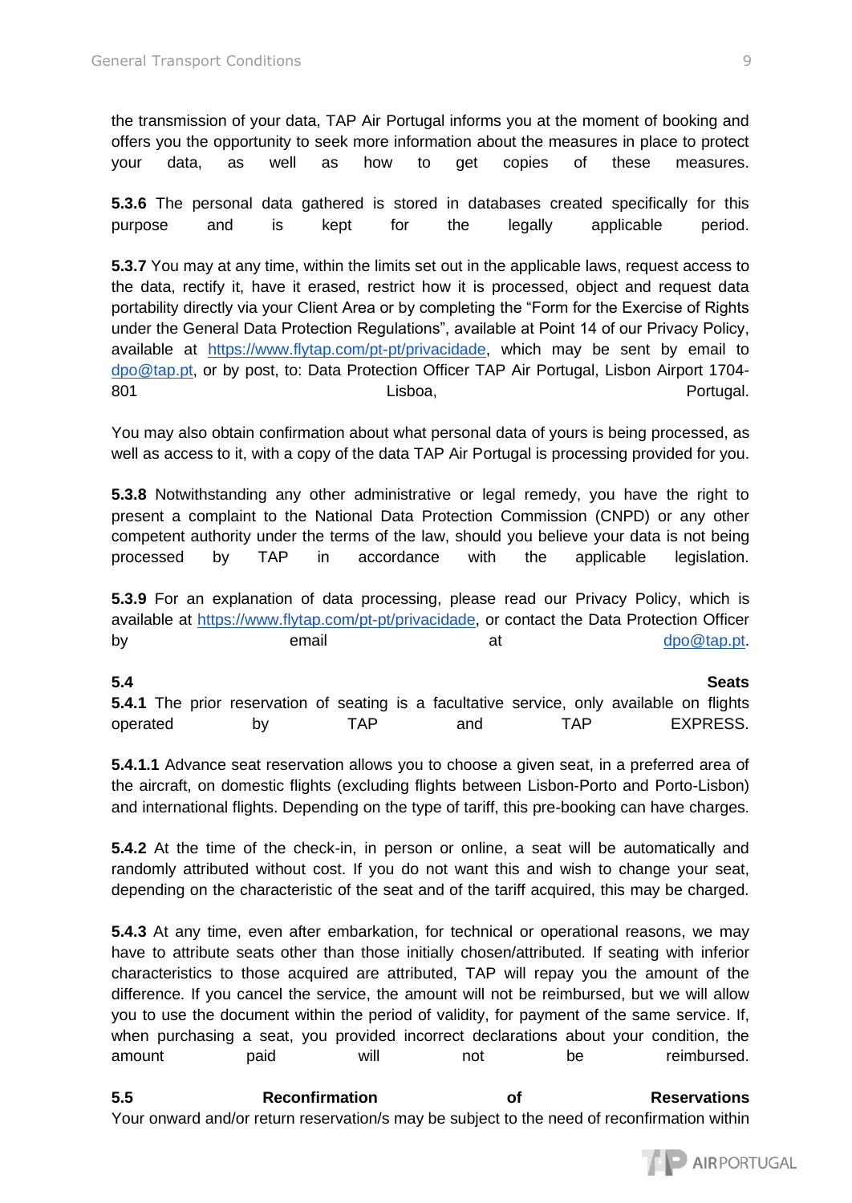the transmission of your data, TAP Air Portugal informs you at the moment of booking and offers you the opportunity to seek more information about the measures in place to protect your data, as well as how to get copies of these measures.

**5.3.6** The personal data gathered is stored in databases created specifically for this purpose and is kept for the legally applicable period.

**5.3.7** You may at any time, within the limits set out in the applicable laws, request access to the data, rectify it, have it erased, restrict how it is processed, object and request data portability directly via your Client Area or by completing the "Form for the Exercise of Rights under the General Data Protection Regulations", available at Point 14 of our Privacy Policy, available at https://www.flytap.com/pt-pt/privacidade, which may be sent by email to dpo@tap.pt, or by post, to: Data Protection Officer TAP Air Portugal, Lisbon Airport 1704-801 Lisboa, Portugal.

You may also obtain confirmation about what personal data of yours is being processed, as well as access to it, with a copy of the data TAP Air Portugal is processing provided for you.

**5.3.8** Notwithstanding any other administrative or legal remedy, you have the right to present a complaint to the National Data Protection Commission (CNPD) or any other competent authority under the terms of the law, should you believe your data is not being processed by TAP in accordance with the applicable legislation.

**5.3.9** For an explanation of data processing, please read our Privacy Policy, which is available at https://www.flytap.com/pt-pt/privacidade, or contact the Data Protection Officer by email at dpo@tap.pt.

## 5.4 Seats

**5.4.1** The prior reservation of seating is a facultative service, only available on flights operated by TAP and TAP EXPRESS.

**5.4.1.1** Advance seat reservation allows you to choose a given seat, in a preferred area of the aircraft, on domestic flights (excluding flights between Lisbon-Porto and Porto-Lisbon) and international flights. Depending on the type of tariff, this pre-booking can have charges.

**5.4.2** At the time of the check-in, in person or online, a seat will be automatically and randomly attributed without cost. If you do not want this and wish to change your seat, depending on the characteristic of the seat and of the tariff acquired, this may be charged.

**5.4.3** At any time, even after embarkation, for technical or operational reasons, we may have to attribute seats other than those initially chosen/attributed. If seating with inferior characteristics to those acquired are attributed, TAP will repay you the amount of the difference. If you cancel the service, the amount will not be reimbursed, but we will allow you to use the document within the period of validity, for payment of the same service. If, when purchasing a seat, you provided incorrect declarations about your condition, the amount paid will not be reimbursed.

## 5.5 Reconfirmation of Reservations

Your onward and/or return reservation/s may be subject to the need of reconfirmation within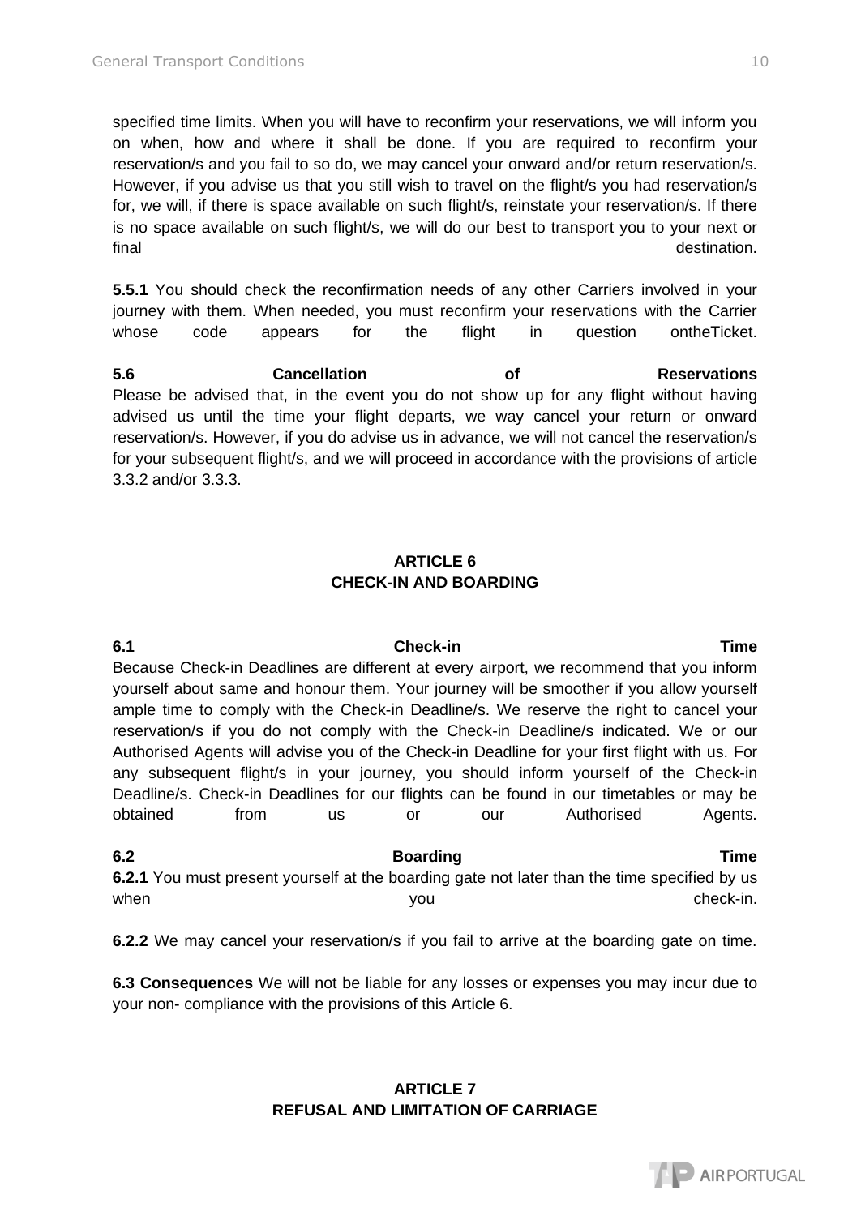specified time limits. When you will have to reconfirm your reservations, we will inform you on when, how and where it shall be done. If you are required to reconfirm your reservation/s and you fail to so do, we may cancel your onward and/or return reservation/s. However, if you advise us that you still wish to travel on the flight/s you had reservation/s for, we will, if there is space available on such flight/s, reinstate your reservation/s. If there is no space available on such flight/s, we will do our best to transport you to your next or final destination.

**5.5.1** You should check the reconfirmation needs of any other Carriers involved in your journey with them. When needed, you must reconfirm your reservations with the Carrier whose code appears for the flight in question ontheTicket.

**5.6 Cancellation of Reservations**
Please be advised that, in the event you do not show up for any flight without having advised us until the time your flight departs, we way cancel your return or onward reservation/s. However, if you do advise us in advance, we will not cancel the reservation/s for your subsequent flight/s, and we will proceed in accordance with the provisions of article 3.3.2 and/or 3.3.3.

## ARTICLE 6
## CHECK-IN AND BOARDING

**6.1 Check-in Time**
Because Check-in Deadlines are different at every airport, we recommend that you inform yourself about same and honour them. Your journey will be smoother if you allow yourself ample time to comply with the Check-in Deadline/s. We reserve the right to cancel your reservation/s if you do not comply with the Check-in Deadline/s indicated. We or our Authorised Agents will advise you of the Check-in Deadline for your first flight with us. For any subsequent flight/s in your journey, you should inform yourself of the Check-in Deadline/s. Check-in Deadlines for our flights can be found in our timetables or may be obtained from us or our Authorised Agents.

**6.2 Boarding Time**
**6.2.1** You must present yourself at the boarding gate not later than the time specified by us when you check-in.

**6.2.2** We may cancel your reservation/s if you fail to arrive at the boarding gate on time.

**6.3 Consequences** We will not be liable for any losses or expenses you may incur due to your non- compliance with the provisions of this Article 6.

## ARTICLE 7
## REFUSAL AND LIMITATION OF CARRIAGE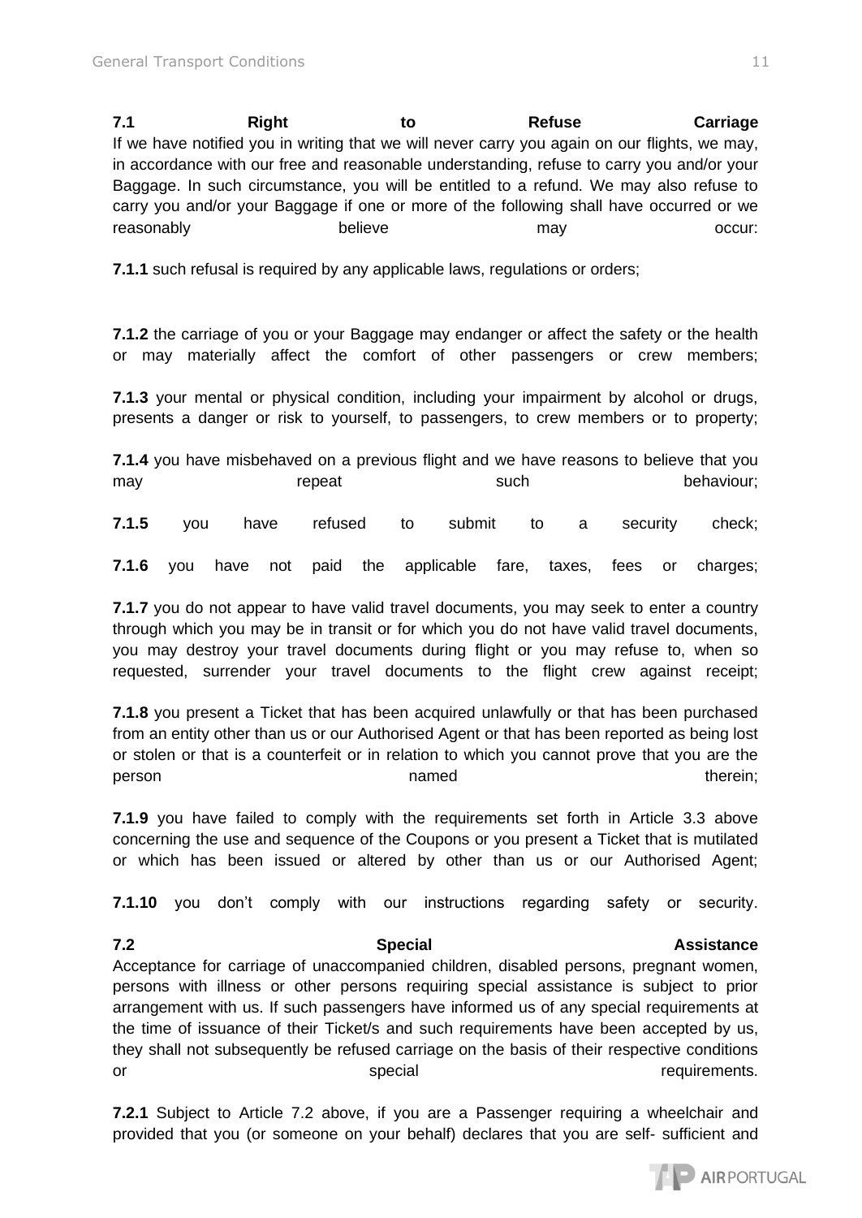**7.1 Right to Refuse Carriage**
If we have notified you in writing that we will never carry you again on our flights, we may, in accordance with our free and reasonable understanding, refuse to carry you and/or your Baggage. In such circumstance, you will be entitled to a refund. We may also refuse to carry you and/or your Baggage if one or more of the following shall have occurred or we reasonably believe may occur:

**7.1.1** such refusal is required by any applicable laws, regulations or orders;

**7.1.2** the carriage of you or your Baggage may endanger or affect the safety or the health or may materially affect the comfort of other passengers or crew members;

**7.1.3** your mental or physical condition, including your impairment by alcohol or drugs, presents a danger or risk to yourself, to passengers, to crew members or to property;

**7.1.4** you have misbehaved on a previous flight and we have reasons to believe that you may repeat such behaviour;

**7.1.5** you have refused to submit to a security check;

**7.1.6** you have not paid the applicable fare, taxes, fees or charges;

**7.1.7** you do not appear to have valid travel documents, you may seek to enter a country through which you may be in transit or for which you do not have valid travel documents, you may destroy your travel documents during flight or you may refuse to, when so requested, surrender your travel documents to the flight crew against receipt;

**7.1.8** you present a Ticket that has been acquired unlawfully or that has been purchased from an entity other than us or our Authorised Agent or that has been reported as being lost or stolen or that is a counterfeit or in relation to which you cannot prove that you are the person named therein;

**7.1.9** you have failed to comply with the requirements set forth in Article 3.3 above concerning the use and sequence of the Coupons or you present a Ticket that is mutilated or which has been issued or altered by other than us or our Authorised Agent;

**7.1.10** you don't comply with our instructions regarding safety or security.

**7.2 Special Assistance**
Acceptance for carriage of unaccompanied children, disabled persons, pregnant women, persons with illness or other persons requiring special assistance is subject to prior arrangement with us. If such passengers have informed us of any special requirements at the time of issuance of their Ticket/s and such requirements have been accepted by us, they shall not subsequently be refused carriage on the basis of their respective conditions or special requirements.

**7.2.1** Subject to Article 7.2 above, if you are a Passenger requiring a wheelchair and provided that you (or someone on your behalf) declares that you are self- sufficient and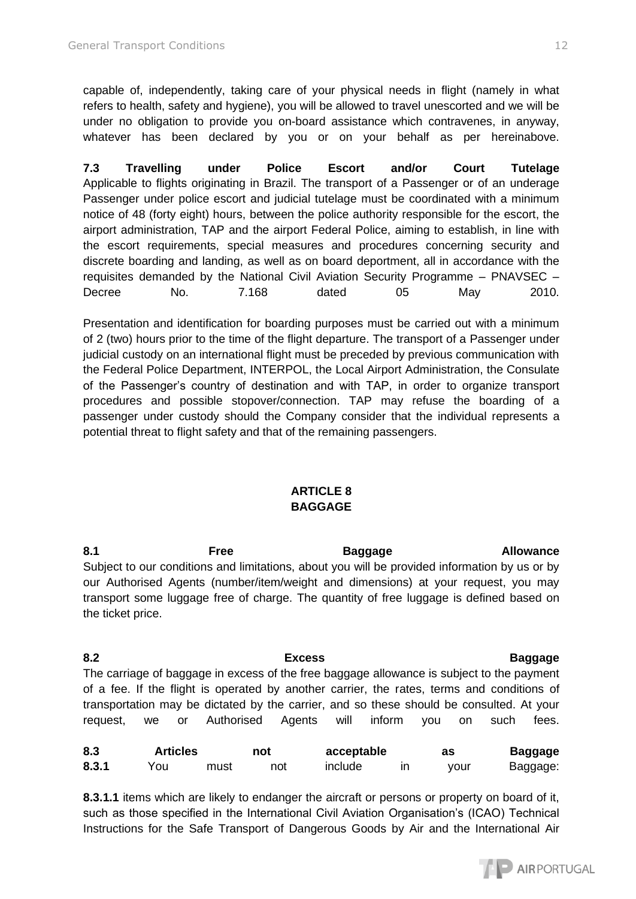capable of, independently, taking care of your physical needs in flight (namely in what refers to health, safety and hygiene), you will be allowed to travel unescorted and we will be under no obligation to provide you on-board assistance which contravenes, in anyway, whatever has been declared by you or on your behalf as per hereinabove.

**7.3 Travelling under Police Escort and/or Court Tutelage**
Applicable to flights originating in Brazil. The transport of a Passenger or of an underage Passenger under police escort and judicial tutelage must be coordinated with a minimum notice of 48 (forty eight) hours, between the police authority responsible for the escort, the airport administration, TAP and the airport Federal Police, aiming to establish, in line with the escort requirements, special measures and procedures concerning security and discrete boarding and landing, as well as on board deportment, all in accordance with the requisites demanded by the National Civil Aviation Security Programme – PNAVSEC – Decree No. 7.168 dated 05 May 2010.

Presentation and identification for boarding purposes must be carried out with a minimum of 2 (two) hours prior to the time of the flight departure. The transport of a Passenger under judicial custody on an international flight must be preceded by previous communication with the Federal Police Department, INTERPOL, the Local Airport Administration, the Consulate of the Passenger's country of destination and with TAP, in order to organize transport procedures and possible stopover/connection. TAP may refuse the boarding of a passenger under custody should the Company consider that the individual represents a potential threat to flight safety and that of the remaining passengers.

## ARTICLE 8
## BAGGAGE

**8.1 Free Baggage Allowance**
Subject to our conditions and limitations, about you will be provided information by us or by our Authorised Agents (number/item/weight and dimensions) at your request, you may transport some luggage free of charge. The quantity of free luggage is defined based on the ticket price.

**8.2 Excess Baggage**
The carriage of baggage in excess of the free baggage allowance is subject to the payment of a fee. If the flight is operated by another carrier, the rates, terms and conditions of transportation may be dictated by the carrier, and so these should be consulted. At your request, we or Authorised Agents will inform you on such fees.

**8.3 Articles not acceptable as Baggage**
**8.3.1** You must not include in your Baggage:

**8.3.1.1** items which are likely to endanger the aircraft or persons or property on board of it, such as those specified in the International Civil Aviation Organisation's (ICAO) Technical Instructions for the Safe Transport of Dangerous Goods by Air and the International Air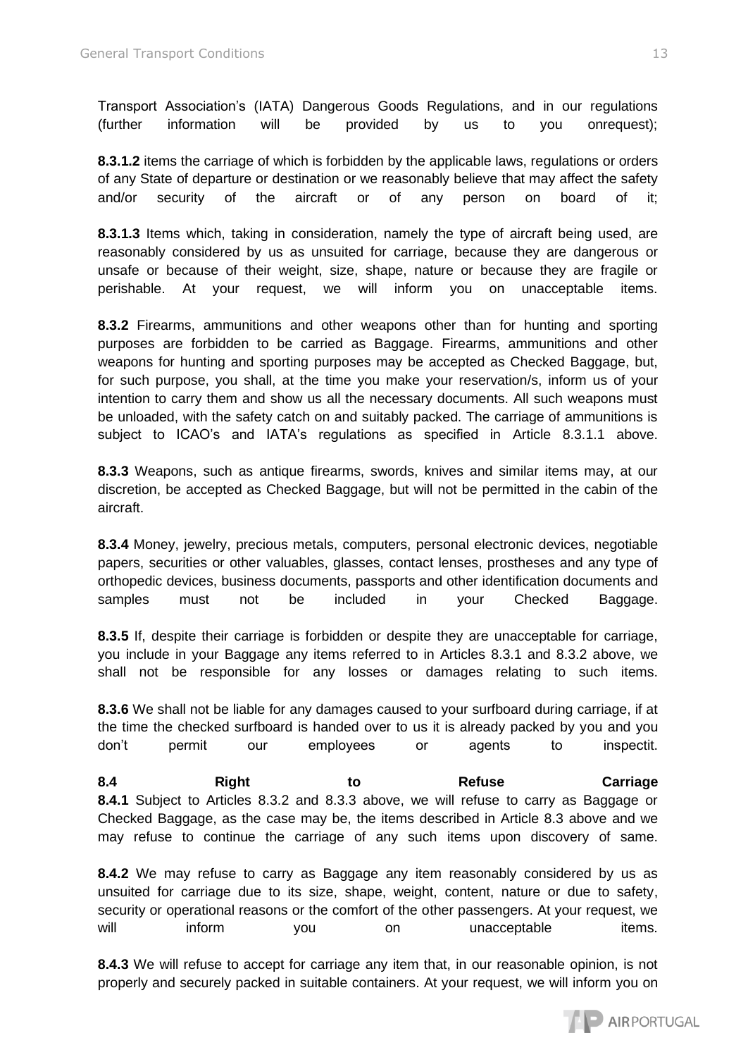Transport Association's (IATA) Dangerous Goods Regulations, and in our regulations (further information will be provided by us to you onrequest);

**8.3.1.2** items the carriage of which is forbidden by the applicable laws, regulations or orders of any State of departure or destination or we reasonably believe that may affect the safety and/or security of the aircraft or of any person on board of it;

**8.3.1.3** Items which, taking in consideration, namely the type of aircraft being used, are reasonably considered by us as unsuited for carriage, because they are dangerous or unsafe or because of their weight, size, shape, nature or because they are fragile or perishable. At your request, we will inform you on unacceptable items.

**8.3.2** Firearms, ammunitions and other weapons other than for hunting and sporting purposes are forbidden to be carried as Baggage. Firearms, ammunitions and other weapons for hunting and sporting purposes may be accepted as Checked Baggage, but, for such purpose, you shall, at the time you make your reservation/s, inform us of your intention to carry them and show us all the necessary documents. All such weapons must be unloaded, with the safety catch on and suitably packed. The carriage of ammunitions is subject to ICAO's and IATA's regulations as specified in Article 8.3.1.1 above.

**8.3.3** Weapons, such as antique firearms, swords, knives and similar items may, at our discretion, be accepted as Checked Baggage, but will not be permitted in the cabin of the aircraft.

**8.3.4** Money, jewelry, precious metals, computers, personal electronic devices, negotiable papers, securities or other valuables, glasses, contact lenses, prostheses and any type of orthopedic devices, business documents, passports and other identification documents and samples must not be included in your Checked Baggage.

**8.3.5** If, despite their carriage is forbidden or despite they are unacceptable for carriage, you include in your Baggage any items referred to in Articles 8.3.1 and 8.3.2 above, we shall not be responsible for any losses or damages relating to such items.

**8.3.6** We shall not be liable for any damages caused to your surfboard during carriage, if at the time the checked surfboard is handed over to us it is already packed by you and you don't permit our employees or agents to inspectit.

**8.4 Right to Refuse Carriage**

**8.4.1** Subject to Articles 8.3.2 and 8.3.3 above, we will refuse to carry as Baggage or Checked Baggage, as the case may be, the items described in Article 8.3 above and we may refuse to continue the carriage of any such items upon discovery of same.

**8.4.2** We may refuse to carry as Baggage any item reasonably considered by us as unsuited for carriage due to its size, shape, weight, content, nature or due to safety, security or operational reasons or the comfort of the other passengers. At your request, we will inform you on unacceptable items.

**8.4.3** We will refuse to accept for carriage any item that, in our reasonable opinion, is not properly and securely packed in suitable containers. At your request, we will inform you on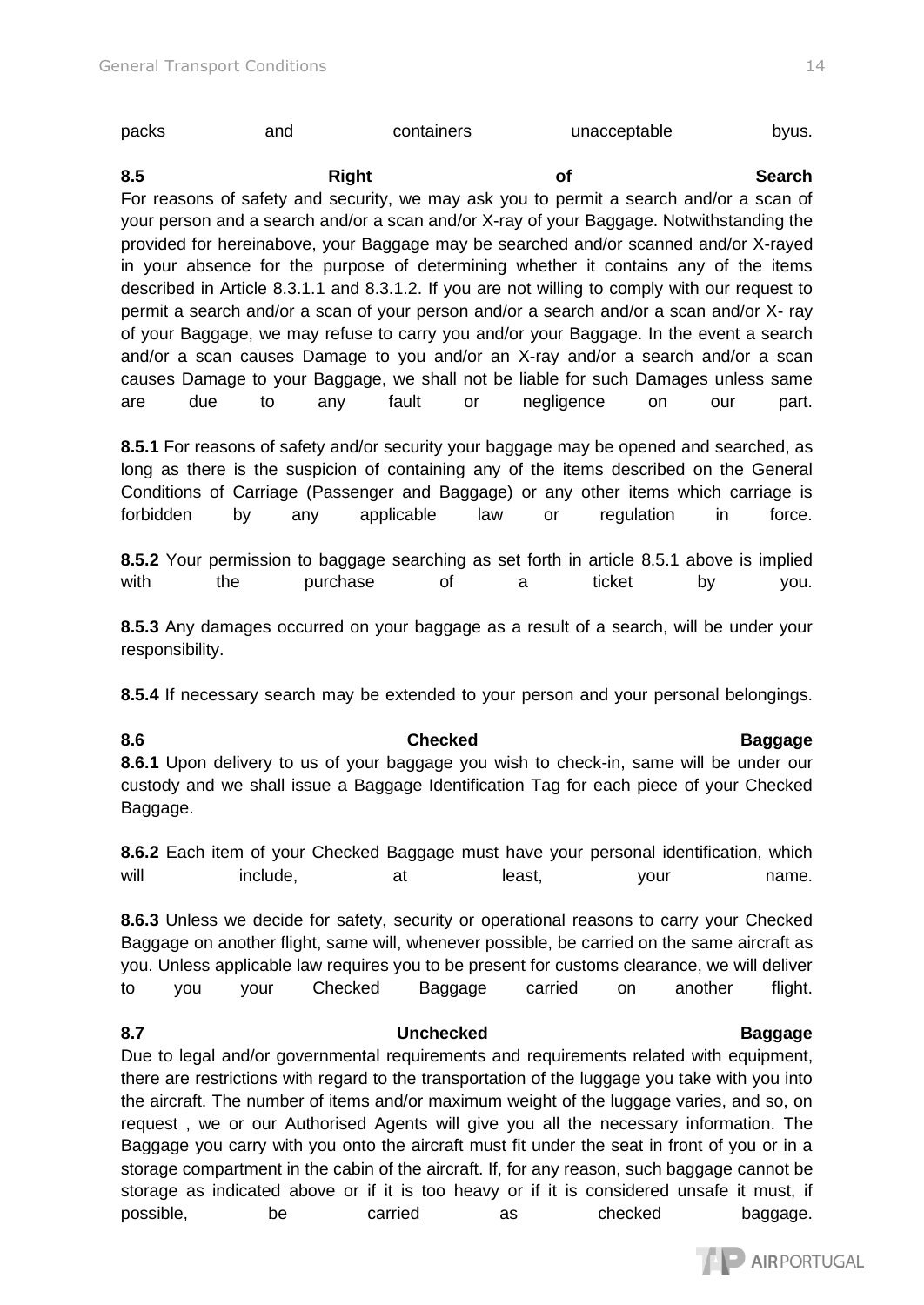packs and containers unacceptable byus.

**8.5 Right of Search**
For reasons of safety and security, we may ask you to permit a search and/or a scan of your person and a search and/or a scan and/or X-ray of your Baggage. Notwithstanding the provided for hereinabove, your Baggage may be searched and/or scanned and/or X-rayed in your absence for the purpose of determining whether it contains any of the items described in Article 8.3.1.1 and 8.3.1.2. If you are not willing to comply with our request to permit a search and/or a scan of your person and/or a search and/or a scan and/or X- ray of your Baggage, we may refuse to carry you and/or your Baggage. In the event a search and/or a scan causes Damage to you and/or an X-ray and/or a search and/or a scan causes Damage to your Baggage, we shall not be liable for such Damages unless same are due to any fault or negligence on our part.

**8.5.1** For reasons of safety and/or security your baggage may be opened and searched, as long as there is the suspicion of containing any of the items described on the General Conditions of Carriage (Passenger and Baggage) or any other items which carriage is forbidden by any applicable law or regulation in force.

**8.5.2** Your permission to baggage searching as set forth in article 8.5.1 above is implied with the purchase of a ticket by you.

**8.5.3** Any damages occurred on your baggage as a result of a search, will be under your responsibility.

**8.5.4** If necessary search may be extended to your person and your personal belongings.

**8.6 Checked Baggage**
**8.6.1** Upon delivery to us of your baggage you wish to check-in, same will be under our custody and we shall issue a Baggage Identification Tag for each piece of your Checked Baggage.

**8.6.2** Each item of your Checked Baggage must have your personal identification, which will include, at least, your name.

**8.6.3** Unless we decide for safety, security or operational reasons to carry your Checked Baggage on another flight, same will, whenever possible, be carried on the same aircraft as you. Unless applicable law requires you to be present for customs clearance, we will deliver to you your Checked Baggage carried on another flight.

**8.7 Unchecked Baggage**
Due to legal and/or governmental requirements and requirements related with equipment, there are restrictions with regard to the transportation of the luggage you take with you into the aircraft. The number of items and/or maximum weight of the luggage varies, and so, on request , we or our Authorised Agents will give you all the necessary information. The Baggage you carry with you onto the aircraft must fit under the seat in front of you or in a storage compartment in the cabin of the aircraft. If, for any reason, such baggage cannot be storage as indicated above or if it is too heavy or if it is considered unsafe it must, if possible, be carried as checked baggage.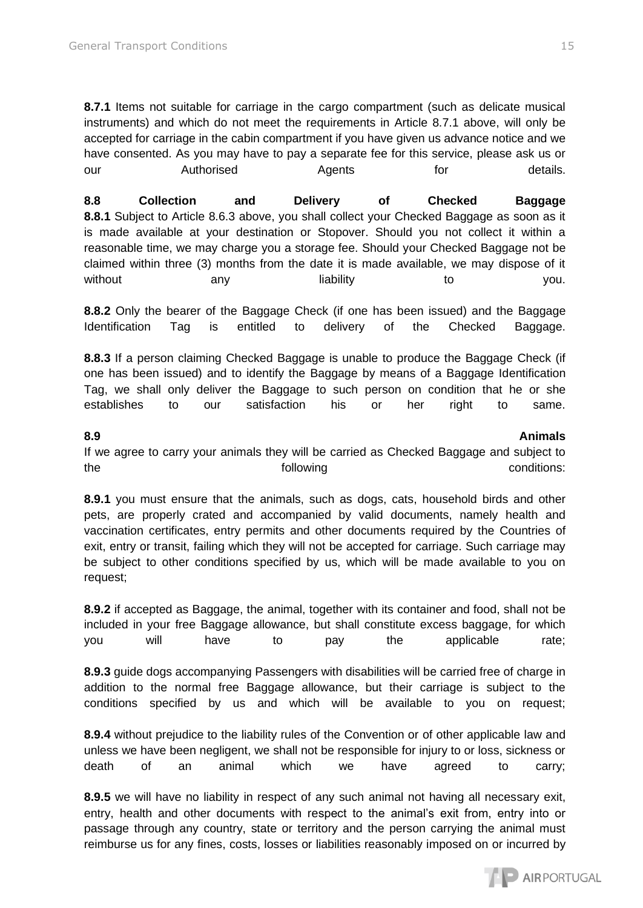**8.7.1** Items not suitable for carriage in the cargo compartment (such as delicate musical instruments) and which do not meet the requirements in Article 8.7.1 above, will only be accepted for carriage in the cabin compartment if you have given us advance notice and we have consented. As you may have to pay a separate fee for this service, please ask us or our Authorised Agents for details.

**8.8 Collection and Delivery of Checked Baggage**

**8.8.1** Subject to Article 8.6.3 above, you shall collect your Checked Baggage as soon as it is made available at your destination or Stopover. Should you not collect it within a reasonable time, we may charge you a storage fee. Should your Checked Baggage not be claimed within three (3) months from the date it is made available, we may dispose of it without any liability to you.

**8.8.2** Only the bearer of the Baggage Check (if one has been issued) and the Baggage Identification Tag is entitled to delivery of the Checked Baggage.

**8.8.3** If a person claiming Checked Baggage is unable to produce the Baggage Check (if one has been issued) and to identify the Baggage by means of a Baggage Identification Tag, we shall only deliver the Baggage to such person on condition that he or she establishes to our satisfaction his or her right to same.

**8.9 Animals**

If we agree to carry your animals they will be carried as Checked Baggage and subject to the following conditions:

**8.9.1** you must ensure that the animals, such as dogs, cats, household birds and other pets, are properly crated and accompanied by valid documents, namely health and vaccination certificates, entry permits and other documents required by the Countries of exit, entry or transit, failing which they will not be accepted for carriage. Such carriage may be subject to other conditions specified by us, which will be made available to you on request;

**8.9.2** if accepted as Baggage, the animal, together with its container and food, shall not be included in your free Baggage allowance, but shall constitute excess baggage, for which you will have to pay the applicable rate;

**8.9.3** guide dogs accompanying Passengers with disabilities will be carried free of charge in addition to the normal free Baggage allowance, but their carriage is subject to the conditions specified by us and which will be available to you on request;

**8.9.4** without prejudice to the liability rules of the Convention or of other applicable law and unless we have been negligent, we shall not be responsible for injury to or loss, sickness or death of an animal which we have agreed to carry;

**8.9.5** we will have no liability in respect of any such animal not having all necessary exit, entry, health and other documents with respect to the animal's exit from, entry into or passage through any country, state or territory and the person carrying the animal must reimburse us for any fines, costs, losses or liabilities reasonably imposed on or incurred by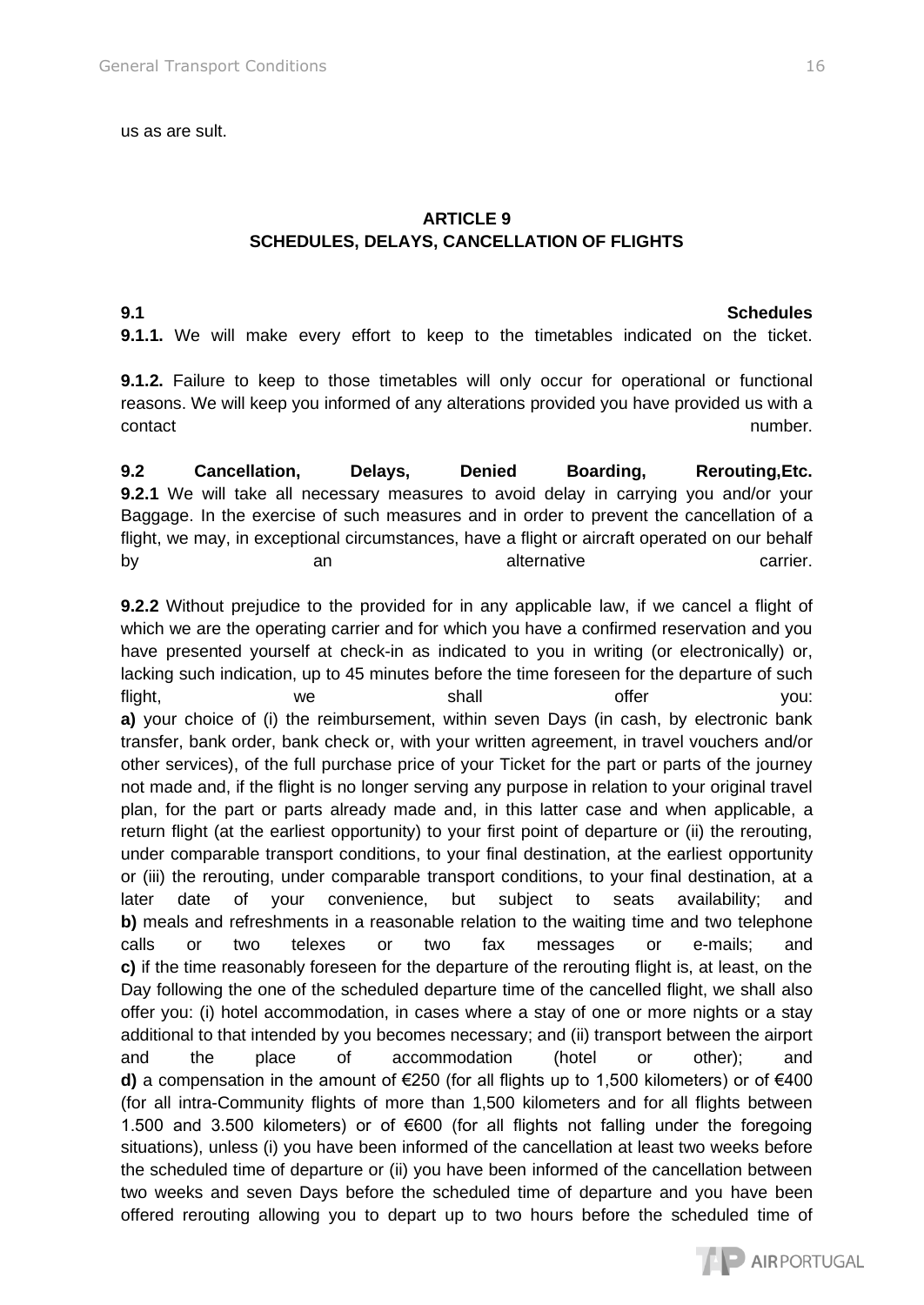us as are sult.

## ARTICLE 9
## SCHEDULES, DELAYS, CANCELLATION OF FLIGHTS

**9.1 Schedules**

**9.1.1.** We will make every effort to keep to the timetables indicated on the ticket.

**9.1.2.** Failure to keep to those timetables will only occur for operational or functional reasons. We will keep you informed of any alterations provided you have provided us with a contact number.

**9.2 Cancellation, Delays, Denied Boarding, Rerouting,Etc.**

**9.2.1** We will take all necessary measures to avoid delay in carrying you and/or your Baggage. In the exercise of such measures and in order to prevent the cancellation of a flight, we may, in exceptional circumstances, have a flight or aircraft operated on our behalf by an alternative carrier.

**9.2.2** Without prejudice to the provided for in any applicable law, if we cancel a flight of which we are the operating carrier and for which you have a confirmed reservation and you have presented yourself at check-in as indicated to you in writing (or electronically) or, lacking such indication, up to 45 minutes before the time foreseen for the departure of such flight, we shall offer you:

**a)** your choice of (i) the reimbursement, within seven Days (in cash, by electronic bank transfer, bank order, bank check or, with your written agreement, in travel vouchers and/or other services), of the full purchase price of your Ticket for the part or parts of the journey not made and, if the flight is no longer serving any purpose in relation to your original travel plan, for the part or parts already made and, in this latter case and when applicable, a return flight (at the earliest opportunity) to your first point of departure or (ii) the rerouting, under comparable transport conditions, to your final destination, at the earliest opportunity or (iii) the rerouting, under comparable transport conditions, to your final destination, at a later date of your convenience, but subject to seats availability; and

**b)** meals and refreshments in a reasonable relation to the waiting time and two telephone calls or two telexes or two fax messages or e-mails; and

**c)** if the time reasonably foreseen for the departure of the rerouting flight is, at least, on the Day following the one of the scheduled departure time of the cancelled flight, we shall also offer you: (i) hotel accommodation, in cases where a stay of one or more nights or a stay additional to that intended by you becomes necessary; and (ii) transport between the airport and the place of accommodation (hotel or other); and

**d)** a compensation in the amount of €250 (for all flights up to 1,500 kilometers) or of €400 (for all intra-Community flights of more than 1,500 kilometers and for all flights between 1.500 and 3.500 kilometers) or of €600 (for all flights not falling under the foregoing situations), unless (i) you have been informed of the cancellation at least two weeks before the scheduled time of departure or (ii) you have been informed of the cancellation between two weeks and seven Days before the scheduled time of departure and you have been offered rerouting allowing you to depart up to two hours before the scheduled time of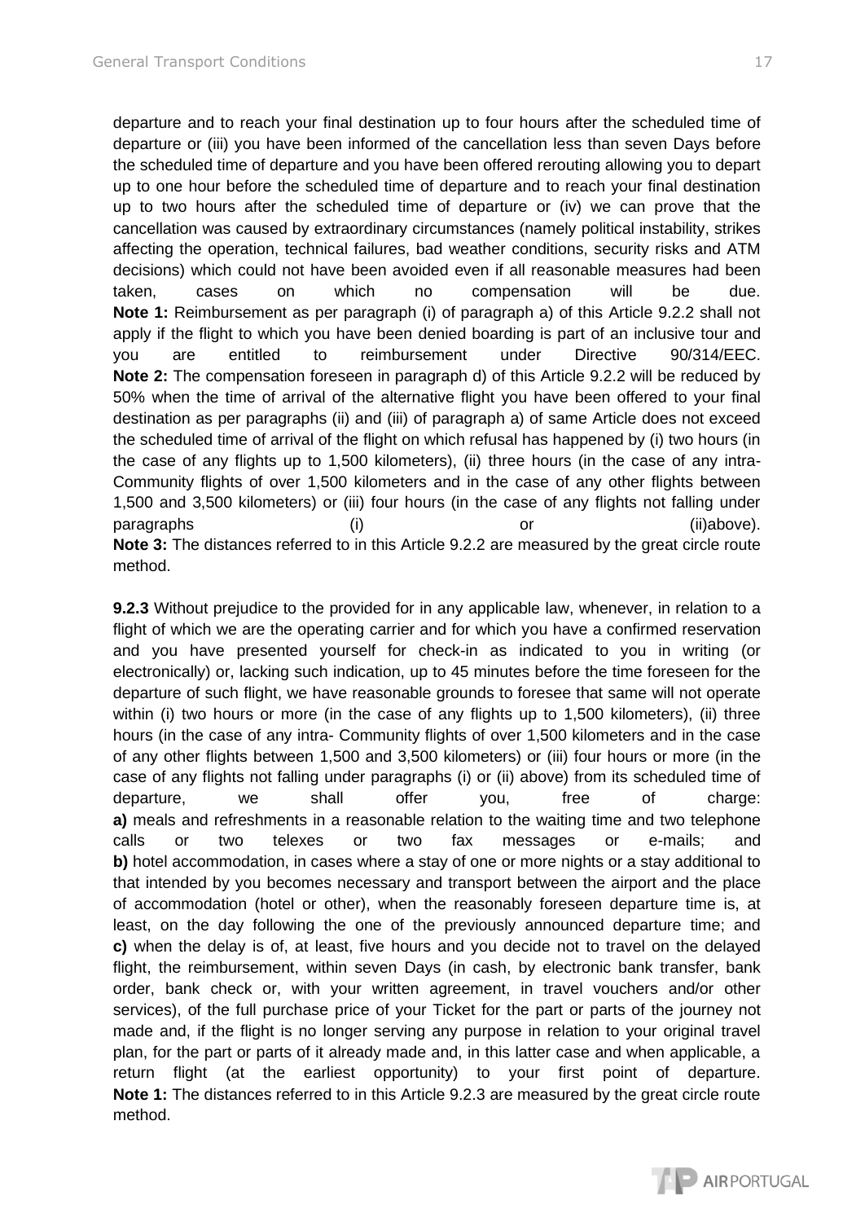departure and to reach your final destination up to four hours after the scheduled time of departure or (iii) you have been informed of the cancellation less than seven Days before the scheduled time of departure and you have been offered rerouting allowing you to depart up to one hour before the scheduled time of departure and to reach your final destination up to two hours after the scheduled time of departure or (iv) we can prove that the cancellation was caused by extraordinary circumstances (namely political instability, strikes affecting the operation, technical failures, bad weather conditions, security risks and ATM decisions) which could not have been avoided even if all reasonable measures had been taken, cases on which no compensation will be due.

**Note 1:** Reimbursement as per paragraph (i) of paragraph a) of this Article 9.2.2 shall not apply if the flight to which you have been denied boarding is part of an inclusive tour and you are entitled to reimbursement under Directive 90/314/EEC.

**Note 2:** The compensation foreseen in paragraph d) of this Article 9.2.2 will be reduced by 50% when the time of arrival of the alternative flight you have been offered to your final destination as per paragraphs (ii) and (iii) of paragraph a) of same Article does not exceed the scheduled time of arrival of the flight on which refusal has happened by (i) two hours (in the case of any flights up to 1,500 kilometers), (ii) three hours (in the case of any intra-Community flights of over 1,500 kilometers and in the case of any other flights between 1,500 and 3,500 kilometers) or (iii) four hours (in the case of any flights not falling under paragraphs (i) or (ii)above).

**Note 3:** The distances referred to in this Article 9.2.2 are measured by the great circle route method.

**9.2.3** Without prejudice to the provided for in any applicable law, whenever, in relation to a flight of which we are the operating carrier and for which you have a confirmed reservation and you have presented yourself for check-in as indicated to you in writing (or electronically) or, lacking such indication, up to 45 minutes before the time foreseen for the departure of such flight, we have reasonable grounds to foresee that same will not operate within (i) two hours or more (in the case of any flights up to 1,500 kilometers), (ii) three hours (in the case of any intra- Community flights of over 1,500 kilometers and in the case of any other flights between 1,500 and 3,500 kilometers) or (iii) four hours or more (in the case of any flights not falling under paragraphs (i) or (ii) above) from its scheduled time of departure, we shall offer you, free of charge:

**a)** meals and refreshments in a reasonable relation to the waiting time and two telephone calls or two telexes or two fax messages or e-mails; and

**b)** hotel accommodation, in cases where a stay of one or more nights or a stay additional to that intended by you becomes necessary and transport between the airport and the place of accommodation (hotel or other), when the reasonably foreseen departure time is, at least, on the day following the one of the previously announced departure time; and

**c)** when the delay is of, at least, five hours and you decide not to travel on the delayed flight, the reimbursement, within seven Days (in cash, by electronic bank transfer, bank order, bank check or, with your written agreement, in travel vouchers and/or other services), of the full purchase price of your Ticket for the part or parts of the journey not made and, if the flight is no longer serving any purpose in relation to your original travel plan, for the part or parts of it already made and, in this latter case and when applicable, a return flight (at the earliest opportunity) to your first point of departure.

**Note 1:** The distances referred to in this Article 9.2.3 are measured by the great circle route method.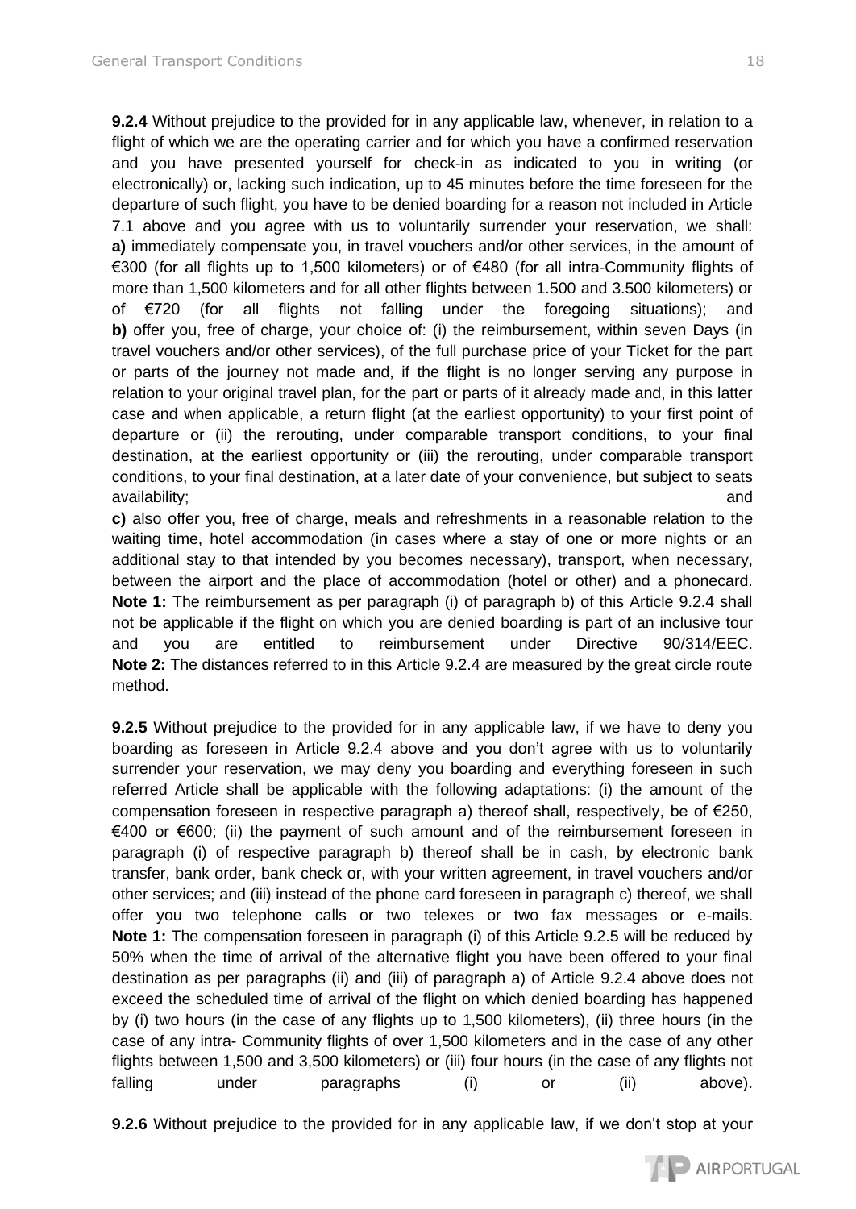**9.2.4** Without prejudice to the provided for in any applicable law, whenever, in relation to a flight of which we are the operating carrier and for which you have a confirmed reservation and you have presented yourself for check-in as indicated to you in writing (or electronically) or, lacking such indication, up to 45 minutes before the time foreseen for the departure of such flight, you have to be denied boarding for a reason not included in Article 7.1 above and you agree with us to voluntarily surrender your reservation, we shall:
**a)** immediately compensate you, in travel vouchers and/or other services, in the amount of €300 (for all flights up to 1,500 kilometers) or of €480 (for all intra-Community flights of more than 1,500 kilometers and for all other flights between 1.500 and 3.500 kilometers) or of €720 (for all flights not falling under the foregoing situations); and
**b)** offer you, free of charge, your choice of: (i) the reimbursement, within seven Days (in travel vouchers and/or other services), of the full purchase price of your Ticket for the part or parts of the journey not made and, if the flight is no longer serving any purpose in relation to your original travel plan, for the part or parts of it already made and, in this latter case and when applicable, a return flight (at the earliest opportunity) to your first point of departure or (ii) the rerouting, under comparable transport conditions, to your final destination, at the earliest opportunity or (iii) the rerouting, under comparable transport conditions, to your final destination, at a later date of your convenience, but subject to seats availability; and
**c)** also offer you, free of charge, meals and refreshments in a reasonable relation to the waiting time, hotel accommodation (in cases where a stay of one or more nights or an additional stay to that intended by you becomes necessary), transport, when necessary, between the airport and the place of accommodation (hotel or other) and a phonecard.
**Note 1:** The reimbursement as per paragraph (i) of paragraph b) of this Article 9.2.4 shall not be applicable if the flight on which you are denied boarding is part of an inclusive tour and you are entitled to reimbursement under Directive 90/314/EEC.
**Note 2:** The distances referred to in this Article 9.2.4 are measured by the great circle route method.

**9.2.5** Without prejudice to the provided for in any applicable law, if we have to deny you boarding as foreseen in Article 9.2.4 above and you don't agree with us to voluntarily surrender your reservation, we may deny you boarding and everything foreseen in such referred Article shall be applicable with the following adaptations: (i) the amount of the compensation foreseen in respective paragraph a) thereof shall, respectively, be of €250, €400 or €600; (ii) the payment of such amount and of the reimbursement foreseen in paragraph (i) of respective paragraph b) thereof shall be in cash, by electronic bank transfer, bank order, bank check or, with your written agreement, in travel vouchers and/or other services; and (iii) instead of the phone card foreseen in paragraph c) thereof, we shall offer you two telephone calls or two telexes or two fax messages or e-mails.
**Note 1:** The compensation foreseen in paragraph (i) of this Article 9.2.5 will be reduced by 50% when the time of arrival of the alternative flight you have been offered to your final destination as per paragraphs (ii) and (iii) of paragraph a) of Article 9.2.4 above does not exceed the scheduled time of arrival of the flight on which denied boarding has happened by (i) two hours (in the case of any flights up to 1,500 kilometers), (ii) three hours (in the case of any intra- Community flights of over 1,500 kilometers and in the case of any other flights between 1,500 and 3,500 kilometers) or (iii) four hours (in the case of any flights not falling under paragraphs (i) or (ii) above).

**9.2.6** Without prejudice to the provided for in any applicable law, if we don't stop at your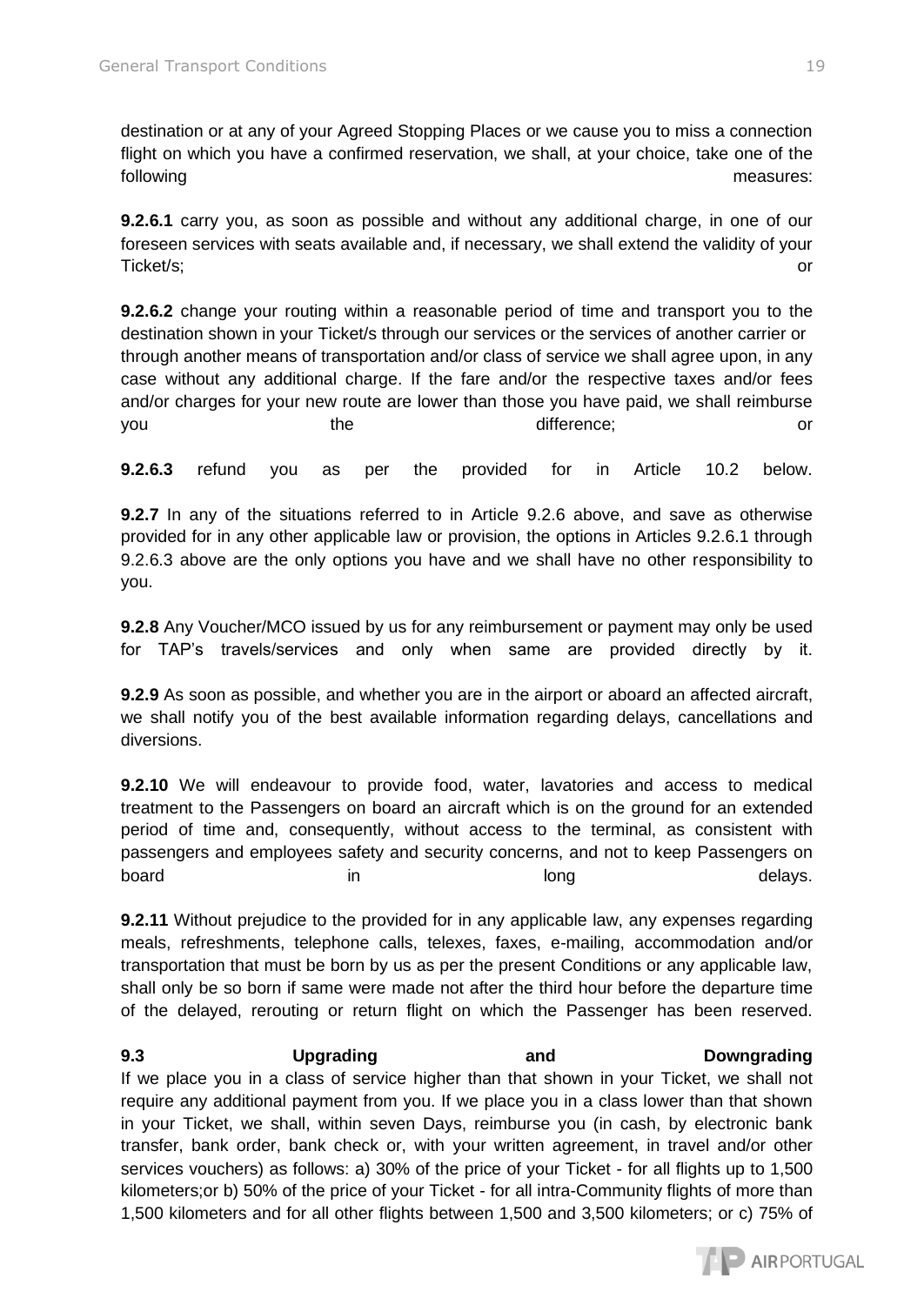destination or at any of your Agreed Stopping Places or we cause you to miss a connection flight on which you have a confirmed reservation, we shall, at your choice, take one of the following measures:

**9.2.6.1** carry you, as soon as possible and without any additional charge, in one of our foreseen services with seats available and, if necessary, we shall extend the validity of your Ticket/s; or

**9.2.6.2** change your routing within a reasonable period of time and transport you to the destination shown in your Ticket/s through our services or the services of another carrier or through another means of transportation and/or class of service we shall agree upon, in any case without any additional charge. If the fare and/or the respective taxes and/or fees and/or charges for your new route are lower than those you have paid, we shall reimburse you the difference; or

**9.2.6.3** refund you as per the provided for in Article 10.2 below.

**9.2.7** In any of the situations referred to in Article 9.2.6 above, and save as otherwise provided for in any other applicable law or provision, the options in Articles 9.2.6.1 through 9.2.6.3 above are the only options you have and we shall have no other responsibility to you.

**9.2.8** Any Voucher/MCO issued by us for any reimbursement or payment may only be used for TAP's travels/services and only when same are provided directly by it.

**9.2.9** As soon as possible, and whether you are in the airport or aboard an affected aircraft, we shall notify you of the best available information regarding delays, cancellations and diversions.

**9.2.10** We will endeavour to provide food, water, lavatories and access to medical treatment to the Passengers on board an aircraft which is on the ground for an extended period of time and, consequently, without access to the terminal, as consistent with passengers and employees safety and security concerns, and not to keep Passengers on board in long delays.

**9.2.11** Without prejudice to the provided for in any applicable law, any expenses regarding meals, refreshments, telephone calls, telexes, faxes, e-mailing, accommodation and/or transportation that must be born by us as per the present Conditions or any applicable law, shall only be so born if same were made not after the third hour before the departure time of the delayed, rerouting or return flight on which the Passenger has been reserved.

**9.3 Upgrading and Downgrading**

If we place you in a class of service higher than that shown in your Ticket, we shall not require any additional payment from you. If we place you in a class lower than that shown in your Ticket, we shall, within seven Days, reimburse you (in cash, by electronic bank transfer, bank order, bank check or, with your written agreement, in travel and/or other services vouchers) as follows: a) 30% of the price of your Ticket - for all flights up to 1,500 kilometers;or b) 50% of the price of your Ticket - for all intra-Community flights of more than 1,500 kilometers and for all other flights between 1,500 and 3,500 kilometers; or c) 75% of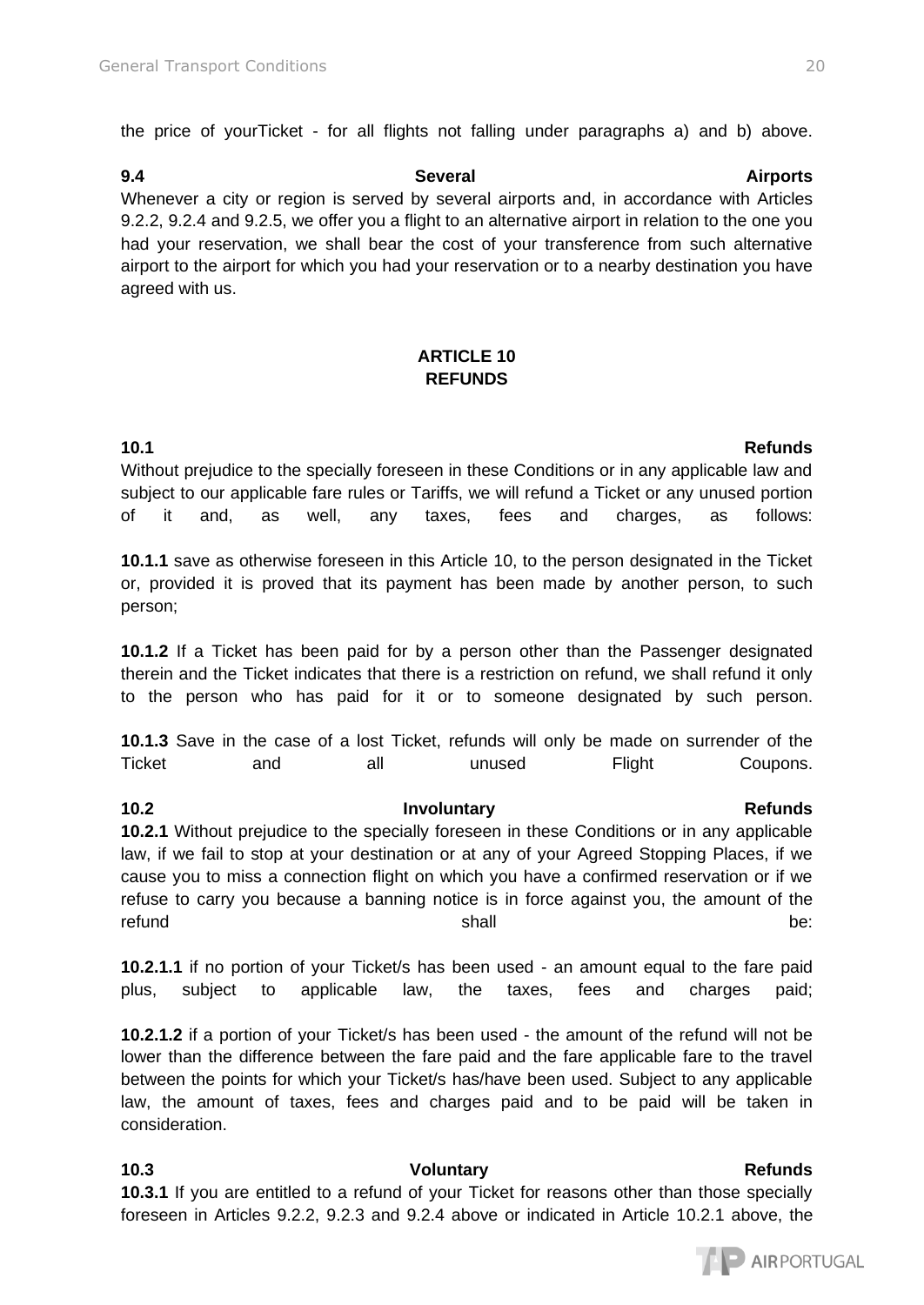the price of yourTicket - for all flights not falling under paragraphs a) and b) above.

**9.4 Several Airports**

Whenever a city or region is served by several airports and, in accordance with Articles 9.2.2, 9.2.4 and 9.2.5, we offer you a flight to an alternative airport in relation to the one you had your reservation, we shall bear the cost of your transference from such alternative airport to the airport for which you had your reservation or to a nearby destination you have agreed with us.

## ARTICLE 10
## REFUNDS

**10.1 Refunds**

Without prejudice to the specially foreseen in these Conditions or in any applicable law and subject to our applicable fare rules or Tariffs, we will refund a Ticket or any unused portion of it and, as well, any taxes, fees and charges, as follows:

**10.1.1** save as otherwise foreseen in this Article 10, to the person designated in the Ticket or, provided it is proved that its payment has been made by another person, to such person;

**10.1.2** If a Ticket has been paid for by a person other than the Passenger designated therein and the Ticket indicates that there is a restriction on refund, we shall refund it only to the person who has paid for it or to someone designated by such person.

**10.1.3** Save in the case of a lost Ticket, refunds will only be made on surrender of the Ticket and all unused Flight Coupons.

**10.2 Involuntary Refunds**

**10.2.1** Without prejudice to the specially foreseen in these Conditions or in any applicable law, if we fail to stop at your destination or at any of your Agreed Stopping Places, if we cause you to miss a connection flight on which you have a confirmed reservation or if we refuse to carry you because a banning notice is in force against you, the amount of the refund shall be:

**10.2.1.1** if no portion of your Ticket/s has been used - an amount equal to the fare paid plus, subject to applicable law, the taxes, fees and charges paid;

**10.2.1.2** if a portion of your Ticket/s has been used - the amount of the refund will not be lower than the difference between the fare paid and the fare applicable fare to the travel between the points for which your Ticket/s has/have been used. Subject to any applicable law, the amount of taxes, fees and charges paid and to be paid will be taken in consideration.

**10.3 Voluntary Refunds**

**10.3.1** If you are entitled to a refund of your Ticket for reasons other than those specially foreseen in Articles 9.2.2, 9.2.3 and 9.2.4 above or indicated in Article 10.2.1 above, the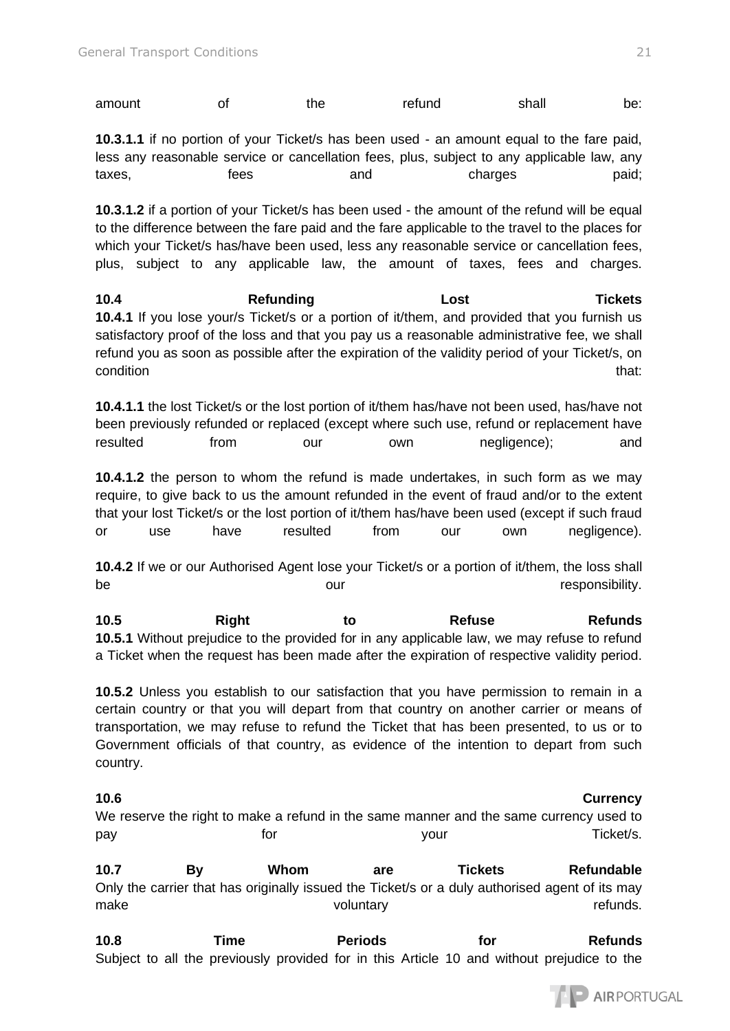amount of the refund shall be:

**10.3.1.1** if no portion of your Ticket/s has been used - an amount equal to the fare paid, less any reasonable service or cancellation fees, plus, subject to any applicable law, any taxes, fees and charges paid;

**10.3.1.2** if a portion of your Ticket/s has been used - the amount of the refund will be equal to the difference between the fare paid and the fare applicable to the travel to the places for which your Ticket/s has/have been used, less any reasonable service or cancellation fees, plus, subject to any applicable law, the amount of taxes, fees and charges.

**10.4 Refunding Lost Tickets**

**10.4.1** If you lose your/s Ticket/s or a portion of it/them, and provided that you furnish us satisfactory proof of the loss and that you pay us a reasonable administrative fee, we shall refund you as soon as possible after the expiration of the validity period of your Ticket/s, on condition that:

**10.4.1.1** the lost Ticket/s or the lost portion of it/them has/have not been used, has/have not been previously refunded or replaced (except where such use, refund or replacement have resulted from our own negligence); and

**10.4.1.2** the person to whom the refund is made undertakes, in such form as we may require, to give back to us the amount refunded in the event of fraud and/or to the extent that your lost Ticket/s or the lost portion of it/them has/have been used (except if such fraud or use have resulted from our own negligence).

**10.4.2** If we or our Authorised Agent lose your Ticket/s or a portion of it/them, the loss shall be our responsibility.

**10.5 Right to Refuse Refunds**

**10.5.1** Without prejudice to the provided for in any applicable law, we may refuse to refund a Ticket when the request has been made after the expiration of respective validity period.

**10.5.2** Unless you establish to our satisfaction that you have permission to remain in a certain country or that you will depart from that country on another carrier or means of transportation, we may refuse to refund the Ticket that has been presented, to us or to Government officials of that country, as evidence of the intention to depart from such country.

**10.6 Currency**

We reserve the right to make a refund in the same manner and the same currency used to pay for your Ticket/s.

**10.7 By Whom are Tickets Refundable**

Only the carrier that has originally issued the Ticket/s or a duly authorised agent of its may make voluntary refunds.

**10.8 Time Periods for Refunds**

Subject to all the previously provided for in this Article 10 and without prejudice to the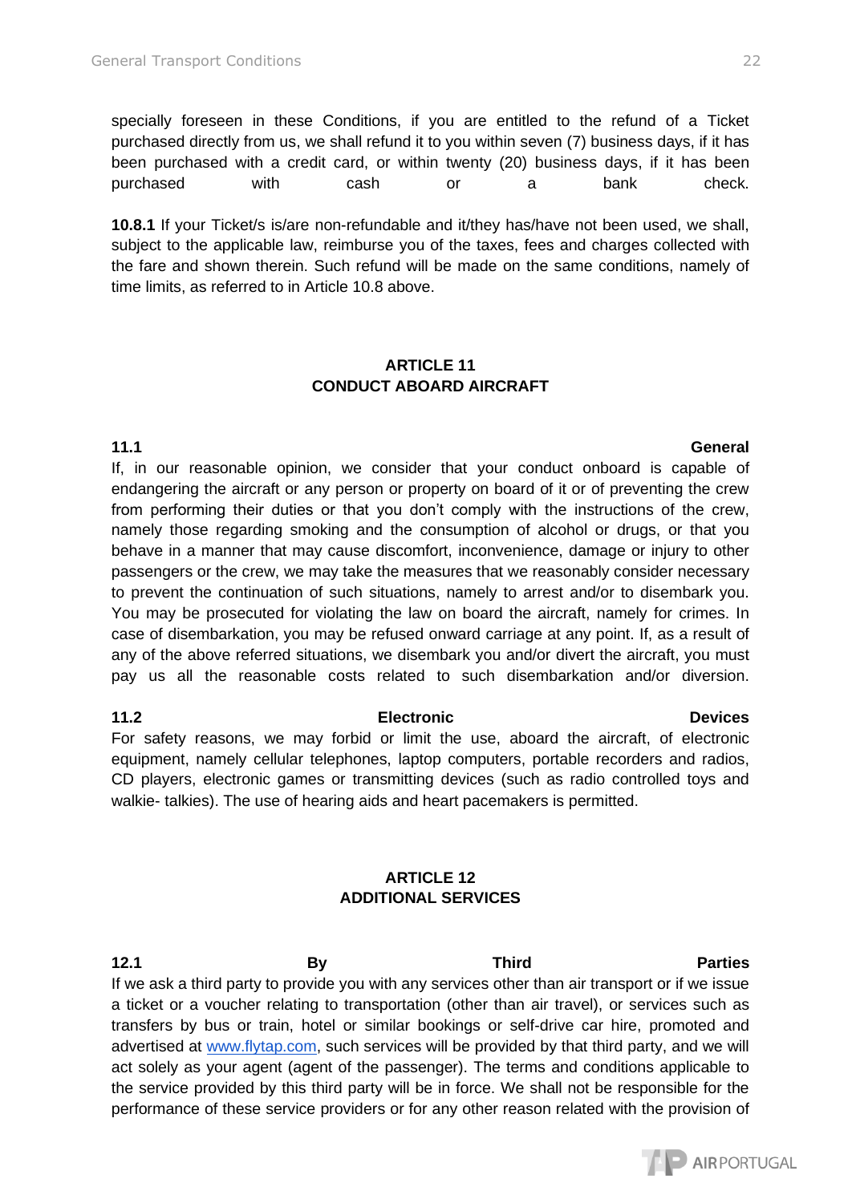specially foreseen in these Conditions, if you are entitled to the refund of a Ticket purchased directly from us, we shall refund it to you within seven (7) business days, if it has been purchased with a credit card, or within twenty (20) business days, if it has been purchased with cash or a bank check.

**10.8.1** If your Ticket/s is/are non-refundable and it/they has/have not been used, we shall, subject to the applicable law, reimburse you of the taxes, fees and charges collected with the fare and shown therein. Such refund will be made on the same conditions, namely of time limits, as referred to in Article 10.8 above.

## ARTICLE 11
## CONDUCT ABOARD AIRCRAFT

### 11.1 General

If, in our reasonable opinion, we consider that your conduct onboard is capable of endangering the aircraft or any person or property on board of it or of preventing the crew from performing their duties or that you don't comply with the instructions of the crew, namely those regarding smoking and the consumption of alcohol or drugs, or that you behave in a manner that may cause discomfort, inconvenience, damage or injury to other passengers or the crew, we may take the measures that we reasonably consider necessary to prevent the continuation of such situations, namely to arrest and/or to disembark you. You may be prosecuted for violating the law on board the aircraft, namely for crimes. In case of disembarkation, you may be refused onward carriage at any point. If, as a result of any of the above referred situations, we disembark you and/or divert the aircraft, you must pay us all the reasonable costs related to such disembarkation and/or diversion.

### 11.2 Electronic Devices

For safety reasons, we may forbid or limit the use, aboard the aircraft, of electronic equipment, namely cellular telephones, laptop computers, portable recorders and radios, CD players, electronic games or transmitting devices (such as radio controlled toys and walkie- talkies). The use of hearing aids and heart pacemakers is permitted.

## ARTICLE 12
## ADDITIONAL SERVICES

### 12.1 By Third Parties

If we ask a third party to provide you with any services other than air transport or if we issue a ticket or a voucher relating to transportation (other than air travel), or services such as transfers by bus or train, hotel or similar bookings or self-drive car hire, promoted and advertised at [www.flytap.com](http://www.flytap.com), such services will be provided by that third party, and we will act solely as your agent (agent of the passenger). The terms and conditions applicable to the service provided by this third party will be in force. We shall not be responsible for the performance of these service providers or for any other reason related with the provision of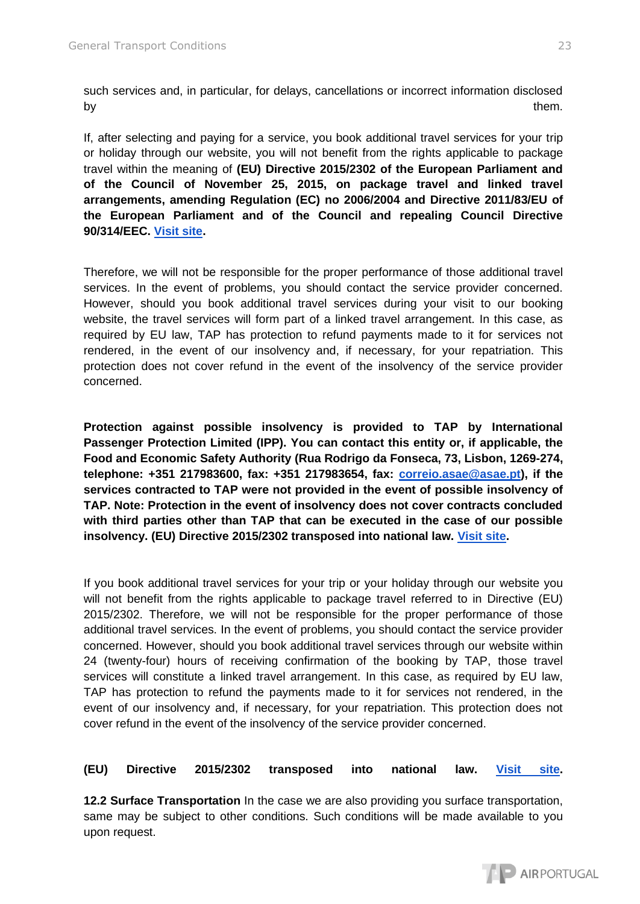such services and, in particular, for delays, cancellations or incorrect information disclosed by them.

If, after selecting and paying for a service, you book additional travel services for your trip or holiday through our website, you will not benefit from the rights applicable to package travel within the meaning of **(EU) Directive 2015/2302 of the European Parliament and of the Council of November 25, 2015, on package travel and linked travel arrangements, amending Regulation (EC) no 2006/2004 and Directive 2011/83/EU of the European Parliament and of the Council and repealing Council Directive 90/314/EEC. Visit site.**

Therefore, we will not be responsible for the proper performance of those additional travel services. In the event of problems, you should contact the service provider concerned. However, should you book additional travel services during your visit to our booking website, the travel services will form part of a linked travel arrangement. In this case, as required by EU law, TAP has protection to refund payments made to it for services not rendered, in the event of our insolvency and, if necessary, for your repatriation. This protection does not cover refund in the event of the insolvency of the service provider concerned.

**Protection against possible insolvency is provided to TAP by International Passenger Protection Limited (IPP). You can contact this entity or, if applicable, the Food and Economic Safety Authority (Rua Rodrigo da Fonseca, 73, Lisbon, 1269-274, telephone: +351 217983600, fax: +351 217983654, fax: correio.asae@asae.pt), if the services contracted to TAP were not provided in the event of possible insolvency of TAP. Note: Protection in the event of insolvency does not cover contracts concluded with third parties other than TAP that can be executed in the case of our possible insolvency. (EU) Directive 2015/2302 transposed into national law. Visit site.**

If you book additional travel services for your trip or your holiday through our website you will not benefit from the rights applicable to package travel referred to in Directive (EU) 2015/2302. Therefore, we will not be responsible for the proper performance of those additional travel services. In the event of problems, you should contact the service provider concerned. However, should you book additional travel services through our website within 24 (twenty-four) hours of receiving confirmation of the booking by TAP, those travel services will constitute a linked travel arrangement. In this case, as required by EU law, TAP has protection to refund the payments made to it for services not rendered, in the event of our insolvency and, if necessary, for your repatriation. This protection does not cover refund in the event of the insolvency of the service provider concerned.

**(EU) Directive 2015/2302 transposed into national law. Visit site.**

**12.2 Surface Transportation** In the case we are also providing you surface transportation, same may be subject to other conditions. Such conditions will be made available to you upon request.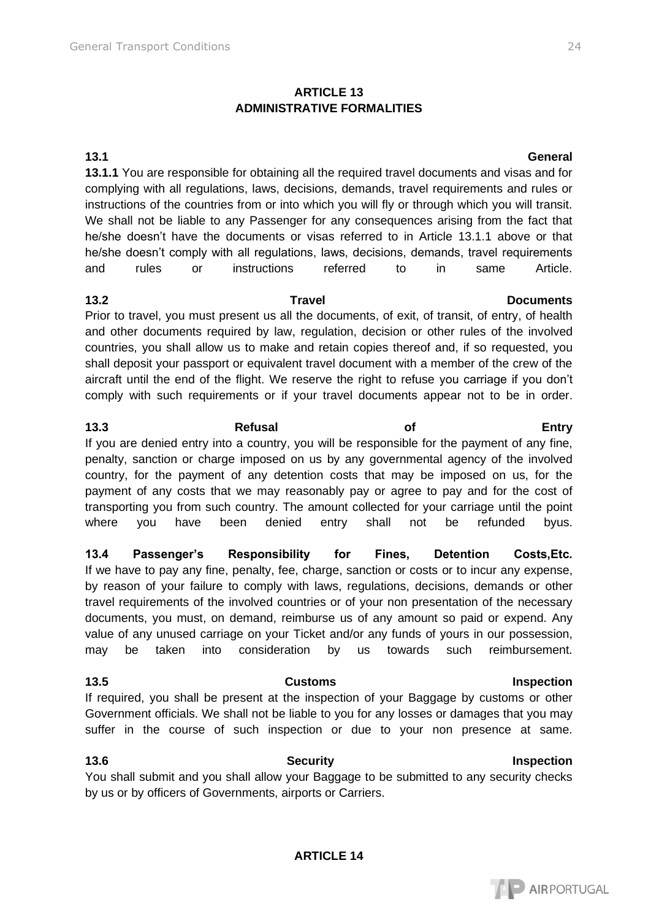## ARTICLE 13
## ADMINISTRATIVE FORMALITIES

### 13.1 General

**13.1.1** You are responsible for obtaining all the required travel documents and visas and for complying with all regulations, laws, decisions, demands, travel requirements and rules or instructions of the countries from or into which you will fly or through which you will transit. We shall not be liable to any Passenger for any consequences arising from the fact that he/she doesn't have the documents or visas referred to in Article 13.1.1 above or that he/she doesn't comply with all regulations, laws, decisions, demands, travel requirements and rules or instructions referred to in same Article.

### 13.2 Travel Documents

Prior to travel, you must present us all the documents, of exit, of transit, of entry, of health and other documents required by law, regulation, decision or other rules of the involved countries, you shall allow us to make and retain copies thereof and, if so requested, you shall deposit your passport or equivalent travel document with a member of the crew of the aircraft until the end of the flight. We reserve the right to refuse you carriage if you don't comply with such requirements or if your travel documents appear not to be in order.

### 13.3 Refusal of Entry

If you are denied entry into a country, you will be responsible for the payment of any fine, penalty, sanction or charge imposed on us by any governmental agency of the involved country, for the payment of any detention costs that may be imposed on us, for the payment of any costs that we may reasonably pay or agree to pay and for the cost of transporting you from such country. The amount collected for your carriage until the point where you have been denied entry shall not be refunded byus.

### 13.4 Passenger's Responsibility for Fines, Detention Costs,Etc.

If we have to pay any fine, penalty, fee, charge, sanction or costs or to incur any expense, by reason of your failure to comply with laws, regulations, decisions, demands or other travel requirements of the involved countries or of your non presentation of the necessary documents, you must, on demand, reimburse us of any amount so paid or expend. Any value of any unused carriage on your Ticket and/or any funds of yours in our possession, may be taken into consideration by us towards such reimbursement.

### 13.5 Customs Inspection

If required, you shall be present at the inspection of your Baggage by customs or other Government officials. We shall not be liable to you for any losses or damages that you may suffer in the course of such inspection or due to your non presence at same.

### 13.6 Security Inspection

You shall submit and you shall allow your Baggage to be submitted to any security checks by us or by officers of Governments, airports or Carriers.

## ARTICLE 14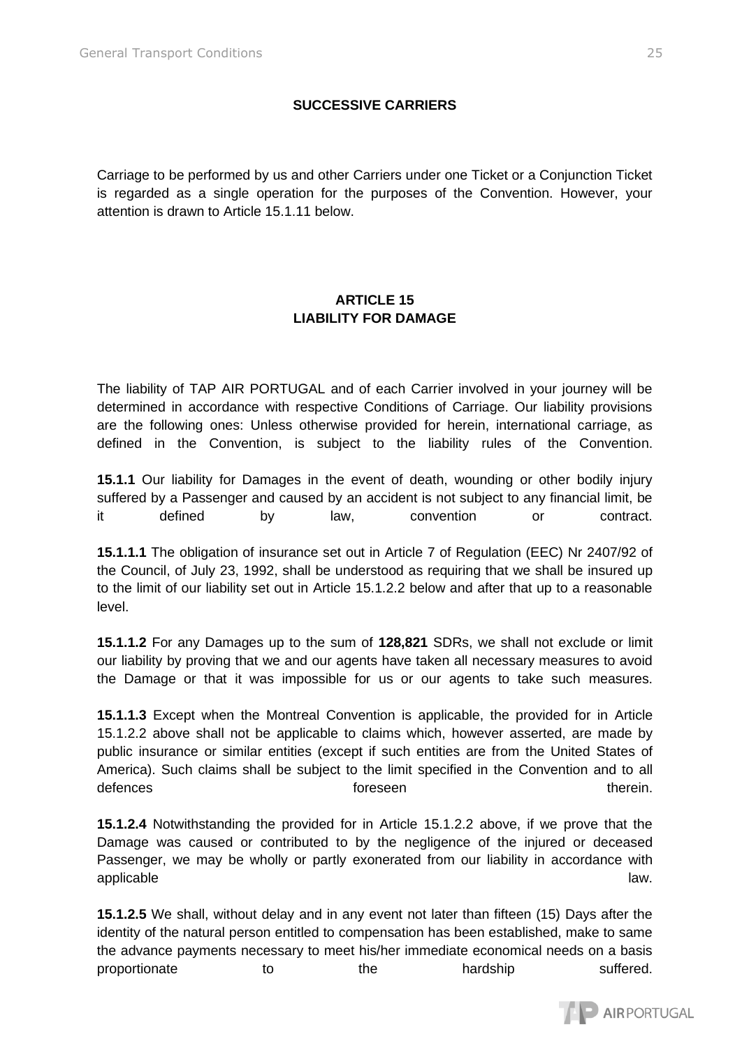## SUCCESSIVE CARRIERS

Carriage to be performed by us and other Carriers under one Ticket or a Conjunction Ticket is regarded as a single operation for the purposes of the Convention. However, your attention is drawn to Article 15.1.11 below.

## ARTICLE 15
## LIABILITY FOR DAMAGE

The liability of TAP AIR PORTUGAL and of each Carrier involved in your journey will be determined in accordance with respective Conditions of Carriage. Our liability provisions are the following ones: Unless otherwise provided for herein, international carriage, as defined in the Convention, is subject to the liability rules of the Convention.

**15.1.1** Our liability for Damages in the event of death, wounding or other bodily injury suffered by a Passenger and caused by an accident is not subject to any financial limit, be it defined by law, convention or contract.

**15.1.1.1** The obligation of insurance set out in Article 7 of Regulation (EEC) Nr 2407/92 of the Council, of July 23, 1992, shall be understood as requiring that we shall be insured up to the limit of our liability set out in Article 15.1.2.2 below and after that up to a reasonable level.

**15.1.1.2** For any Damages up to the sum of **128,821** SDRs, we shall not exclude or limit our liability by proving that we and our agents have taken all necessary measures to avoid the Damage or that it was impossible for us or our agents to take such measures.

**15.1.1.3** Except when the Montreal Convention is applicable, the provided for in Article 15.1.2.2 above shall not be applicable to claims which, however asserted, are made by public insurance or similar entities (except if such entities are from the United States of America). Such claims shall be subject to the limit specified in the Convention and to all defences foreseen therein.

**15.1.2.4** Notwithstanding the provided for in Article 15.1.2.2 above, if we prove that the Damage was caused or contributed to by the negligence of the injured or deceased Passenger, we may be wholly or partly exonerated from our liability in accordance with applicable law.

**15.1.2.5** We shall, without delay and in any event not later than fifteen (15) Days after the identity of the natural person entitled to compensation has been established, make to same the advance payments necessary to meet his/her immediate economical needs on a basis proportionate to the hardship suffered.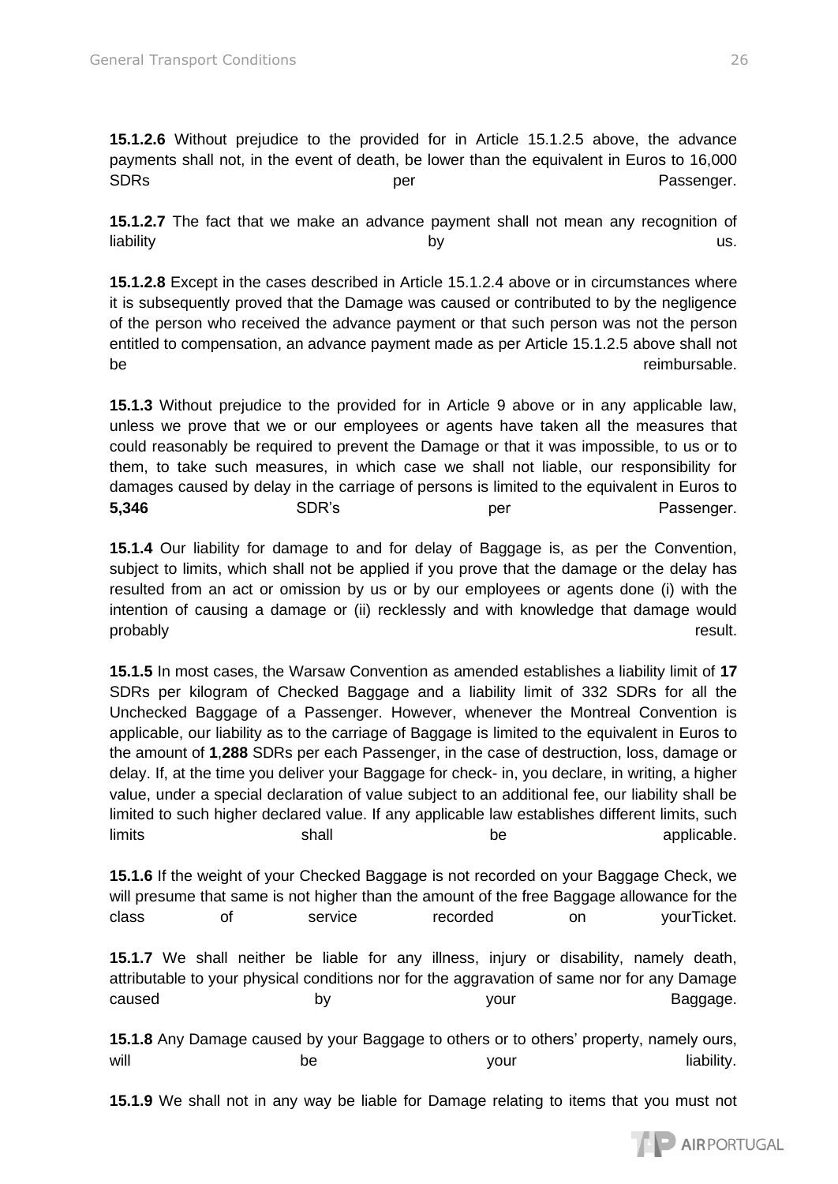**15.1.2.6** Without prejudice to the provided for in Article 15.1.2.5 above, the advance payments shall not, in the event of death, be lower than the equivalent in Euros to 16,000 SDRs per Passenger.

**15.1.2.7** The fact that we make an advance payment shall not mean any recognition of liability by us.

**15.1.2.8** Except in the cases described in Article 15.1.2.4 above or in circumstances where it is subsequently proved that the Damage was caused or contributed to by the negligence of the person who received the advance payment or that such person was not the person entitled to compensation, an advance payment made as per Article 15.1.2.5 above shall not be reimbursable.

**15.1.3** Without prejudice to the provided for in Article 9 above or in any applicable law, unless we prove that we or our employees or agents have taken all the measures that could reasonably be required to prevent the Damage or that it was impossible, to us or to them, to take such measures, in which case we shall not liable, our responsibility for damages caused by delay in the carriage of persons is limited to the equivalent in Euros to **5,346** SDR's per Passenger.

**15.1.4** Our liability for damage to and for delay of Baggage is, as per the Convention, subject to limits, which shall not be applied if you prove that the damage or the delay has resulted from an act or omission by us or by our employees or agents done (i) with the intention of causing a damage or (ii) recklessly and with knowledge that damage would probably result.

**15.1.5** In most cases, the Warsaw Convention as amended establishes a liability limit of **17** SDRs per kilogram of Checked Baggage and a liability limit of 332 SDRs for all the Unchecked Baggage of a Passenger. However, whenever the Montreal Convention is applicable, our liability as to the carriage of Baggage is limited to the equivalent in Euros to the amount of **1**,**288** SDRs per each Passenger, in the case of destruction, loss, damage or delay. If, at the time you deliver your Baggage for check- in, you declare, in writing, a higher value, under a special declaration of value subject to an additional fee, our liability shall be limited to such higher declared value. If any applicable law establishes different limits, such limits shall be applicable.

**15.1.6** If the weight of your Checked Baggage is not recorded on your Baggage Check, we will presume that same is not higher than the amount of the free Baggage allowance for the class of service recorded on yourTicket.

**15.1.7** We shall neither be liable for any illness, injury or disability, namely death, attributable to your physical conditions nor for the aggravation of same nor for any Damage caused by your Baggage.

**15.1.8** Any Damage caused by your Baggage to others or to others' property, namely ours, will be your liability.

**15.1.9** We shall not in any way be liable for Damage relating to items that you must not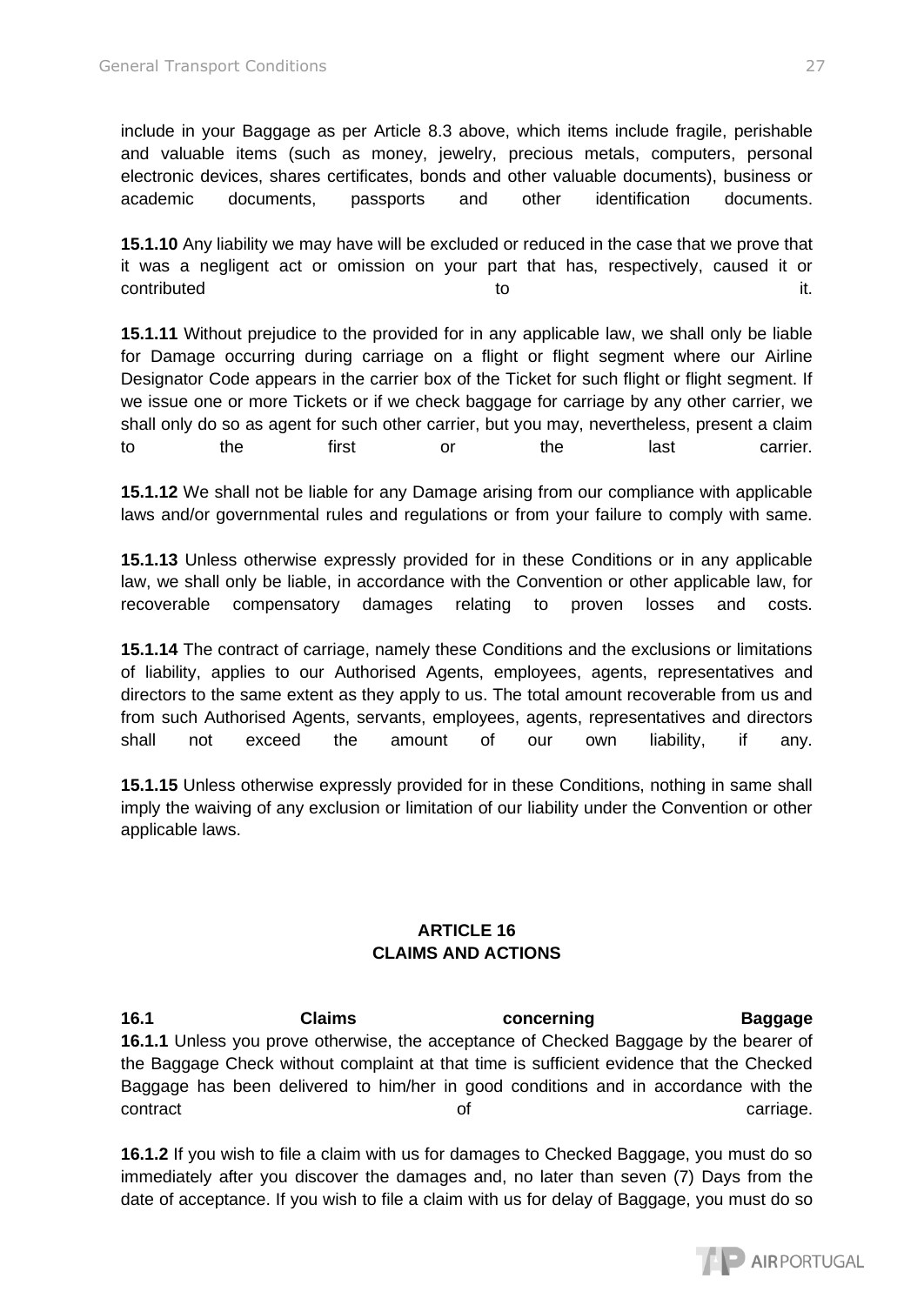include in your Baggage as per Article 8.3 above, which items include fragile, perishable and valuable items (such as money, jewelry, precious metals, computers, personal electronic devices, shares certificates, bonds and other valuable documents), business or academic documents, passports and other identification documents.

**15.1.10** Any liability we may have will be excluded or reduced in the case that we prove that it was a negligent act or omission on your part that has, respectively, caused it or contributed to it.

**15.1.11** Without prejudice to the provided for in any applicable law, we shall only be liable for Damage occurring during carriage on a flight or flight segment where our Airline Designator Code appears in the carrier box of the Ticket for such flight or flight segment. If we issue one or more Tickets or if we check baggage for carriage by any other carrier, we shall only do so as agent for such other carrier, but you may, nevertheless, present a claim to the first or the last carrier.

**15.1.12** We shall not be liable for any Damage arising from our compliance with applicable laws and/or governmental rules and regulations or from your failure to comply with same.

**15.1.13** Unless otherwise expressly provided for in these Conditions or in any applicable law, we shall only be liable, in accordance with the Convention or other applicable law, for recoverable compensatory damages relating to proven losses and costs.

**15.1.14** The contract of carriage, namely these Conditions and the exclusions or limitations of liability, applies to our Authorised Agents, employees, agents, representatives and directors to the same extent as they apply to us. The total amount recoverable from us and from such Authorised Agents, servants, employees, agents, representatives and directors shall not exceed the amount of our own liability, if any.

**15.1.15** Unless otherwise expressly provided for in these Conditions, nothing in same shall imply the waiving of any exclusion or limitation of our liability under the Convention or other applicable laws.

## ARTICLE 16
## CLAIMS AND ACTIONS

**16.1 Claims concerning Baggage**

**16.1.1** Unless you prove otherwise, the acceptance of Checked Baggage by the bearer of the Baggage Check without complaint at that time is sufficient evidence that the Checked Baggage has been delivered to him/her in good conditions and in accordance with the contract of carriage.

**16.1.2** If you wish to file a claim with us for damages to Checked Baggage, you must do so immediately after you discover the damages and, no later than seven (7) Days from the date of acceptance. If you wish to file a claim with us for delay of Baggage, you must do so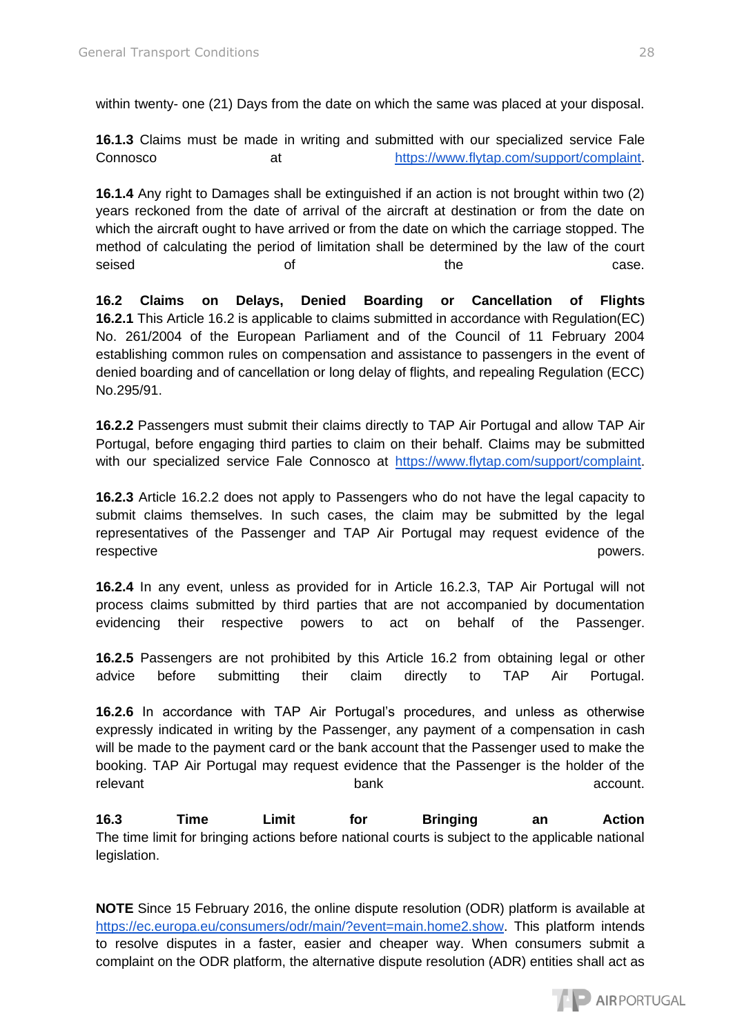within twenty- one (21) Days from the date on which the same was placed at your disposal.

**16.1.3** Claims must be made in writing and submitted with our specialized service Fale Connosco at https://www.flytap.com/support/complaint.

**16.1.4** Any right to Damages shall be extinguished if an action is not brought within two (2) years reckoned from the date of arrival of the aircraft at destination or from the date on which the aircraft ought to have arrived or from the date on which the carriage stopped. The method of calculating the period of limitation shall be determined by the law of the court seised of the case.

**16.2 Claims on Delays, Denied Boarding or Cancellation of Flights**

**16.2.1** This Article 16.2 is applicable to claims submitted in accordance with Regulation(EC) No. 261/2004 of the European Parliament and of the Council of 11 February 2004 establishing common rules on compensation and assistance to passengers in the event of denied boarding and of cancellation or long delay of flights, and repealing Regulation (ECC) No.295/91.

**16.2.2** Passengers must submit their claims directly to TAP Air Portugal and allow TAP Air Portugal, before engaging third parties to claim on their behalf. Claims may be submitted with our specialized service Fale Connosco at https://www.flytap.com/support/complaint.

**16.2.3** Article 16.2.2 does not apply to Passengers who do not have the legal capacity to submit claims themselves. In such cases, the claim may be submitted by the legal representatives of the Passenger and TAP Air Portugal may request evidence of the respective powers.

**16.2.4** In any event, unless as provided for in Article 16.2.3, TAP Air Portugal will not process claims submitted by third parties that are not accompanied by documentation evidencing their respective powers to act on behalf of the Passenger.

**16.2.5** Passengers are not prohibited by this Article 16.2 from obtaining legal or other advice before submitting their claim directly to TAP Air Portugal.

**16.2.6** In accordance with TAP Air Portugal's procedures, and unless as otherwise expressly indicated in writing by the Passenger, any payment of a compensation in cash will be made to the payment card or the bank account that the Passenger used to make the booking. TAP Air Portugal may request evidence that the Passenger is the holder of the relevant bank account.

**16.3 Time Limit for Bringing an Action**

The time limit for bringing actions before national courts is subject to the applicable national legislation.

**NOTE** Since 15 February 2016, the online dispute resolution (ODR) platform is available at https://ec.europa.eu/consumers/odr/main/?event=main.home2.show. This platform intends to resolve disputes in a faster, easier and cheaper way. When consumers submit a complaint on the ODR platform, the alternative dispute resolution (ADR) entities shall act as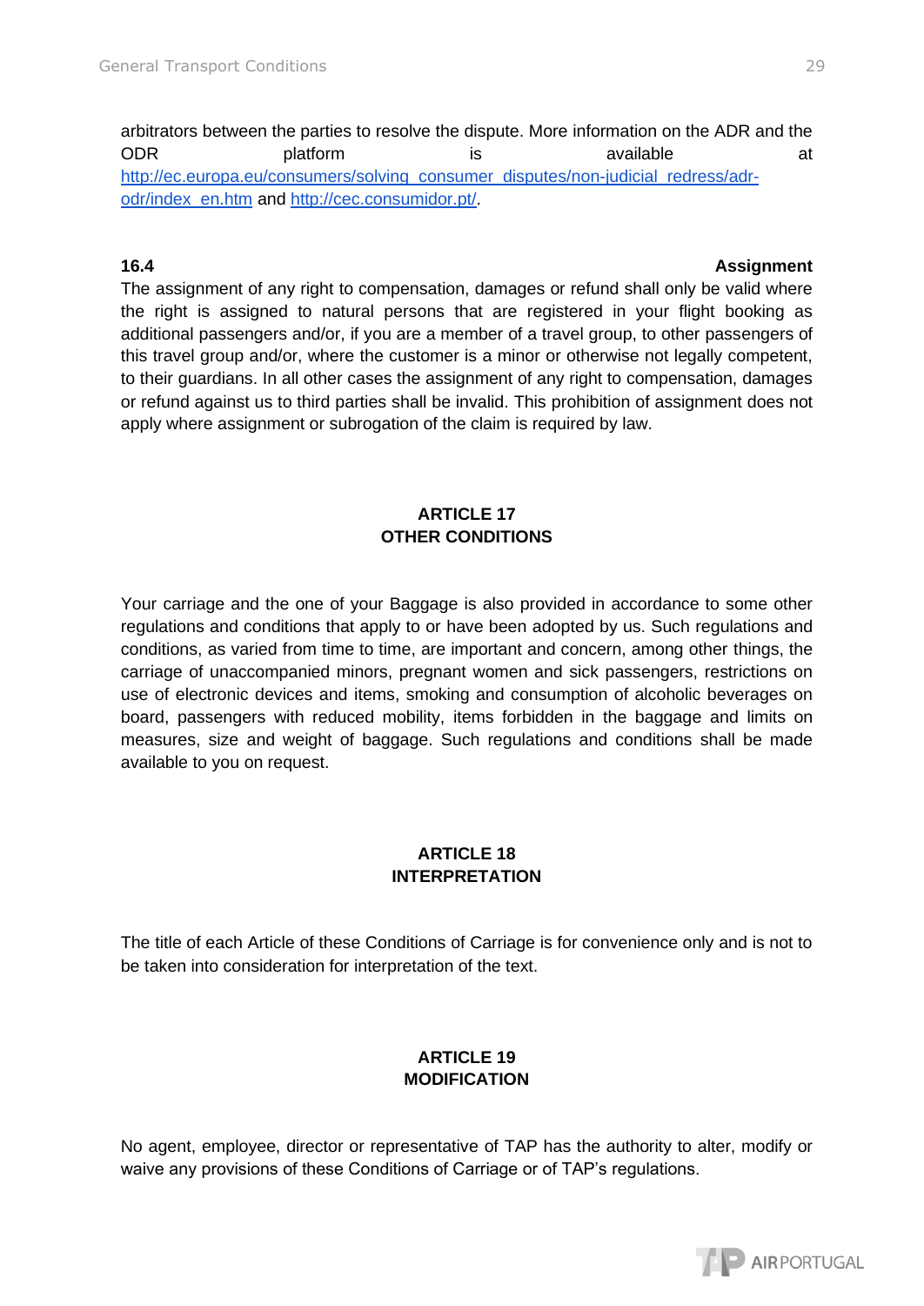arbitrators between the parties to resolve the dispute. More information on the ADR and the ODR platform is available at [http://ec.europa.eu/consumers/solving_consumer_disputes/non-judicial_redress/adr-odr/index_en.htm](http://ec.europa.eu/consumers/solving_consumer_disputes/non-judicial_redress/adr-odr/index_en.htm) and [http://cec.consumidor.pt/](http://cec.consumidor.pt/).

**16.4 Assignment**

The assignment of any right to compensation, damages or refund shall only be valid where the right is assigned to natural persons that are registered in your flight booking as additional passengers and/or, if you are a member of a travel group, to other passengers of this travel group and/or, where the customer is a minor or otherwise not legally competent, to their guardians. In all other cases the assignment of any right to compensation, damages or refund against us to third parties shall be invalid. This prohibition of assignment does not apply where assignment or subrogation of the claim is required by law.

## ARTICLE 17
## OTHER CONDITIONS

Your carriage and the one of your Baggage is also provided in accordance to some other regulations and conditions that apply to or have been adopted by us. Such regulations and conditions, as varied from time to time, are important and concern, among other things, the carriage of unaccompanied minors, pregnant women and sick passengers, restrictions on use of electronic devices and items, smoking and consumption of alcoholic beverages on board, passengers with reduced mobility, items forbidden in the baggage and limits on measures, size and weight of baggage. Such regulations and conditions shall be made available to you on request.

## ARTICLE 18
## INTERPRETATION

The title of each Article of these Conditions of Carriage is for convenience only and is not to be taken into consideration for interpretation of the text.

## ARTICLE 19
## MODIFICATION

No agent, employee, director or representative of TAP has the authority to alter, modify or waive any provisions of these Conditions of Carriage or of TAP's regulations.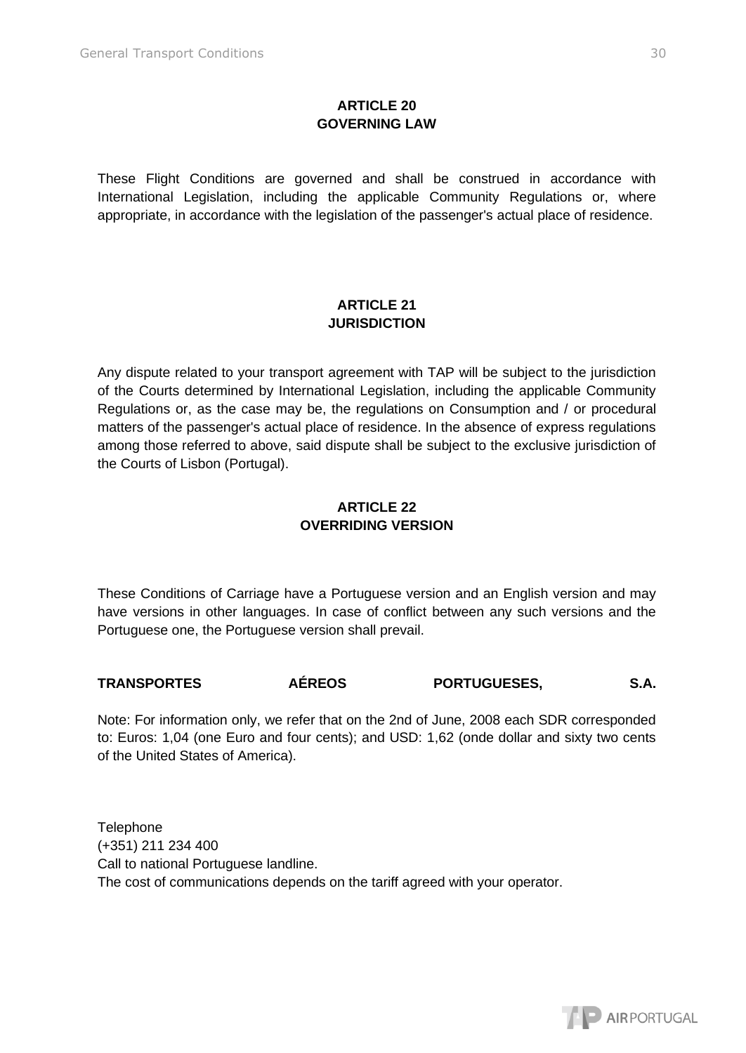## ARTICLE 20
## GOVERNING LAW

These Flight Conditions are governed and shall be construed in accordance with International Legislation, including the applicable Community Regulations or, where appropriate, in accordance with the legislation of the passenger's actual place of residence.

## ARTICLE 21
## JURISDICTION

Any dispute related to your transport agreement with TAP will be subject to the jurisdiction of the Courts determined by International Legislation, including the applicable Community Regulations or, as the case may be, the regulations on Consumption and / or procedural matters of the passenger's actual place of residence. In the absence of express regulations among those referred to above, said dispute shall be subject to the exclusive jurisdiction of the Courts of Lisbon (Portugal).

## ARTICLE 22
## OVERRIDING VERSION

These Conditions of Carriage have a Portuguese version and an English version and may have versions in other languages. In case of conflict between any such versions and the Portuguese one, the Portuguese version shall prevail.

**TRANSPORTES AÉREOS PORTUGUESES, S.A.**

Note: For information only, we refer that on the 2nd of June, 2008 each SDR corresponded to: Euros: 1,04 (one Euro and four cents); and USD: 1,62 (onde dollar and sixty two cents of the United States of America).

Telephone
(+351) 211 234 400
Call to national Portuguese landline.
The cost of communications depends on the tariff agreed with your operator.